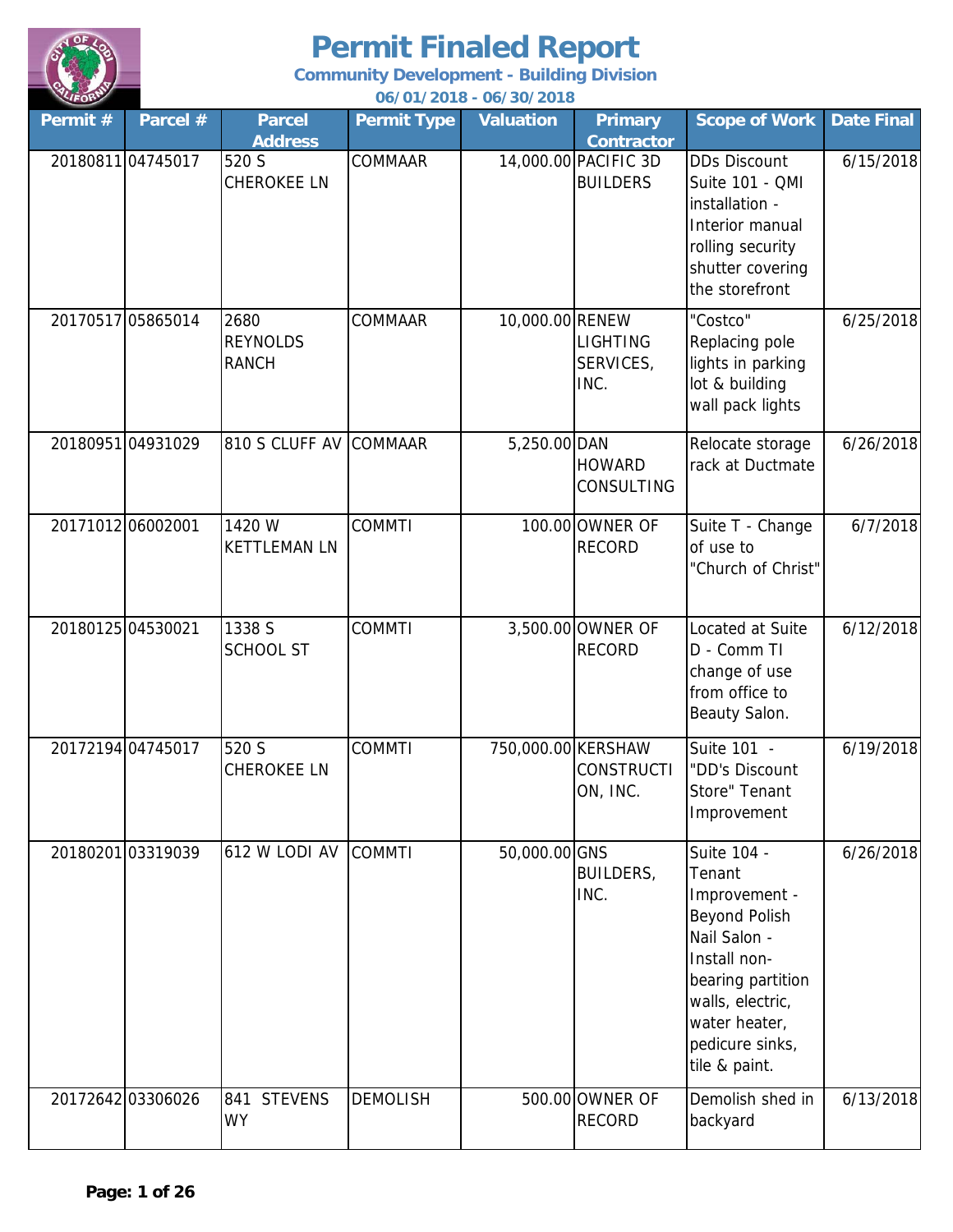# Permit Finaled Report

**Community Development - Building Division**

**06/01/2018 - 06/30/2018**

| Permit # | Parcel # | Parcel Address | Permit Type | Valuation | Primary Contractor | Scope of Work | Date Final |
|---|---|---|---|---|---|---|---|
| 20180811 | 04745017 | 520 S CHEROKEE LN | COMMAAR | 14,000.00 | PACIFIC 3D BUILDERS | DDs Discount Suite 101 - QMI installation - Interior manual rolling security shutter covering the storefront | 6/15/2018 |
| 20170517 | 05865014 | 2680 REYNOLDS RANCH | COMMAAR | 10,000.00 | RENEW LIGHTING SERVICES, INC. | "Costco" Replacing pole lights in parking lot & building wall pack lights | 6/25/2018 |
| 20180951 | 04931029 | 810 S CLUFF AV | COMMAAR | 5,250.00 | DAN HOWARD CONSULTING | Relocate storage rack at Ductmate | 6/26/2018 |
| 20171012 | 06002001 | 1420 W KETTLEMAN LN | COMMTI | 100.00 | OWNER OF RECORD | Suite T - Change of use to "Church of Christ" | 6/7/2018 |
| 20180125 | 04530021 | 1338 S SCHOOL ST | COMMTI | 3,500.00 | OWNER OF RECORD | Located at Suite D - Comm TI change of use from office to Beauty Salon. | 6/12/2018 |
| 20172194 | 04745017 | 520 S CHEROKEE LN | COMMTI | 750,000.00 | KERSHAW CONSTRUCTION, INC. | Suite 101 - "DD's Discount Store" Tenant Improvement | 6/19/2018 |
| 20180201 | 03319039 | 612 W LODI AV | COMMTI | 50,000.00 | GNS BUILDERS, INC. | Suite 104 - Tenant Improvement - Beyond Polish Nail Salon - Install non-bearing partition walls, electric, water heater, pedicure sinks, tile & paint. | 6/26/2018 |
| 20172642 | 03306026 | 841 STEVENS WY | DEMOLISH | 500.00 | OWNER OF RECORD | Demolish shed in backyard | 6/13/2018 |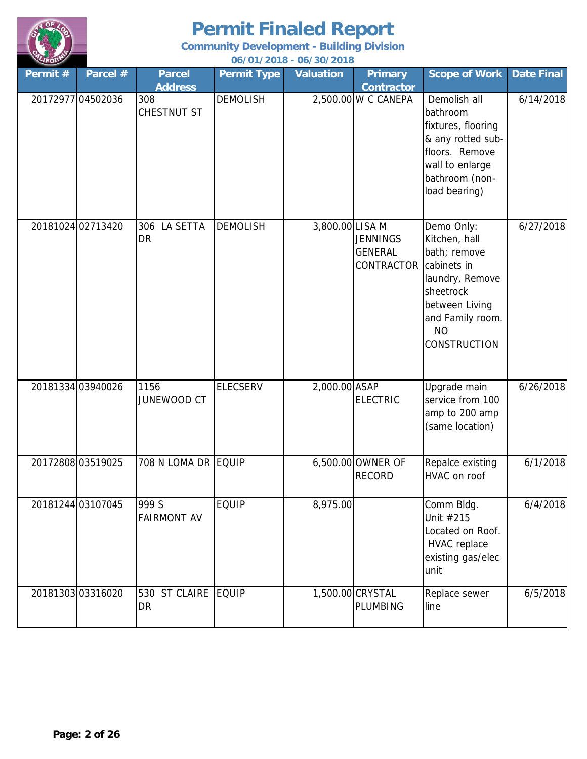# Permit Finaled Report

**Community Development - Building Division**

**06/01/2018 - 06/30/2018**

| Permit # | Parcel # | Parcel Address | Permit Type | Valuation | Primary Contractor | Scope of Work | Date Final |
|---|---|---|---|---|---|---|---|
| 20172977 | 04502036 | 308 CHESTNUT ST | DEMOLISH | 2,500.00 | W C CANEPA | Demolish all bathroom fixtures, flooring & any rotted sub-floors. Remove wall to enlarge bathroom (non-load bearing) | 6/14/2018 |
| 20181024 | 02713420 | 306 LA SETTA DR | DEMOLISH | 3,800.00 | LISA M JENNINGS GENERAL CONTRACTOR | Demo Only: Kitchen, hall bath; remove cabinets in laundry, Remove sheetrock between Living and Family room. NO CONSTRUCTION | 6/27/2018 |
| 20181334 | 03940026 | 1156 JUNEWOOD CT | ELECSERV | 2,000.00 | ASAP ELECTRIC | Upgrade main service from 100 amp to 200 amp (same location) | 6/26/2018 |
| 20172808 | 03519025 | 708 N LOMA DR | EQUIP | 6,500.00 | OWNER OF RECORD | Repalce existing HVAC on roof | 6/1/2018 |
| 20181244 | 03107045 | 999 S FAIRMONT AV | EQUIP | 8,975.00 | | Comm Bldg. Unit #215 Located on Roof. HVAC replace existing gas/elec unit | 6/4/2018 |
| 20181303 | 03316020 | 530 ST CLAIRE DR | EQUIP | 1,500.00 | CRYSTAL PLUMBING | Replace sewer line | 6/5/2018 |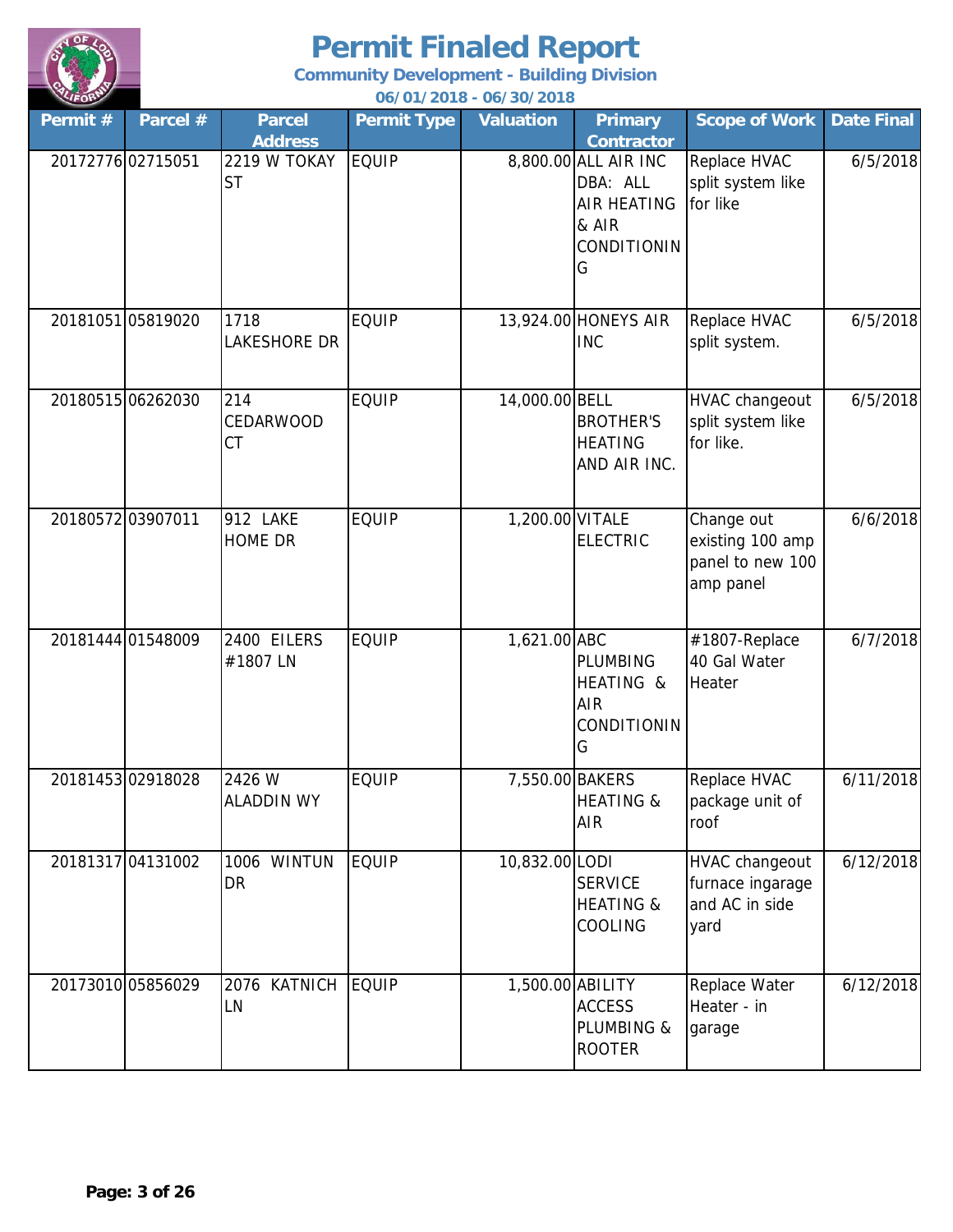# Permit Finaled Report

**Community Development - Building Division**

**06/01/2018 - 06/30/2018**

| Permit # | Parcel # | Parcel Address | Permit Type | Valuation | Primary Contractor | Scope of Work | Date Final |
|---|---|---|---|---|---|---|---|
| 20172776 | 02715051 | 2219 W TOKAY ST | EQUIP | 8,800.00 | ALL AIR INC DBA: ALL AIR HEATING & AIR CONDITIONING | Replace HVAC split system like for like | 6/5/2018 |
| 20181051 | 05819020 | 1718 LAKESHORE DR | EQUIP | 13,924.00 | HONEYS AIR INC | Replace HVAC split system. | 6/5/2018 |
| 20180515 | 06262030 | 214 CEDARWOOD CT | EQUIP | 14,000.00 | BELL BROTHER'S HEATING AND AIR INC. | HVAC changeout split system like for like. | 6/5/2018 |
| 20180572 | 03907011 | 912 LAKE HOME DR | EQUIP | 1,200.00 | VITALE ELECTRIC | Change out existing 100 amp panel to new 100 amp panel | 6/6/2018 |
| 20181444 | 01548009 | 2400 EILERS #1807 LN | EQUIP | 1,621.00 | ABC PLUMBING HEATING & AIR CONDITIONING | #1807-Replace 40 Gal Water Heater | 6/7/2018 |
| 20181453 | 02918028 | 2426 W ALADDIN WY | EQUIP | 7,550.00 | BAKERS HEATING & AIR | Replace HVAC package unit of roof | 6/11/2018 |
| 20181317 | 04131002 | 1006 WINTUN DR | EQUIP | 10,832.00 | LODI SERVICE HEATING & COOLING | HVAC changeout furnace ingarage and AC in side yard | 6/12/2018 |
| 20173010 | 05856029 | 2076 KATNICH LN | EQUIP | 1,500.00 | ABILITY ACCESS PLUMBING & ROOTER | Replace Water Heater - in garage | 6/12/2018 |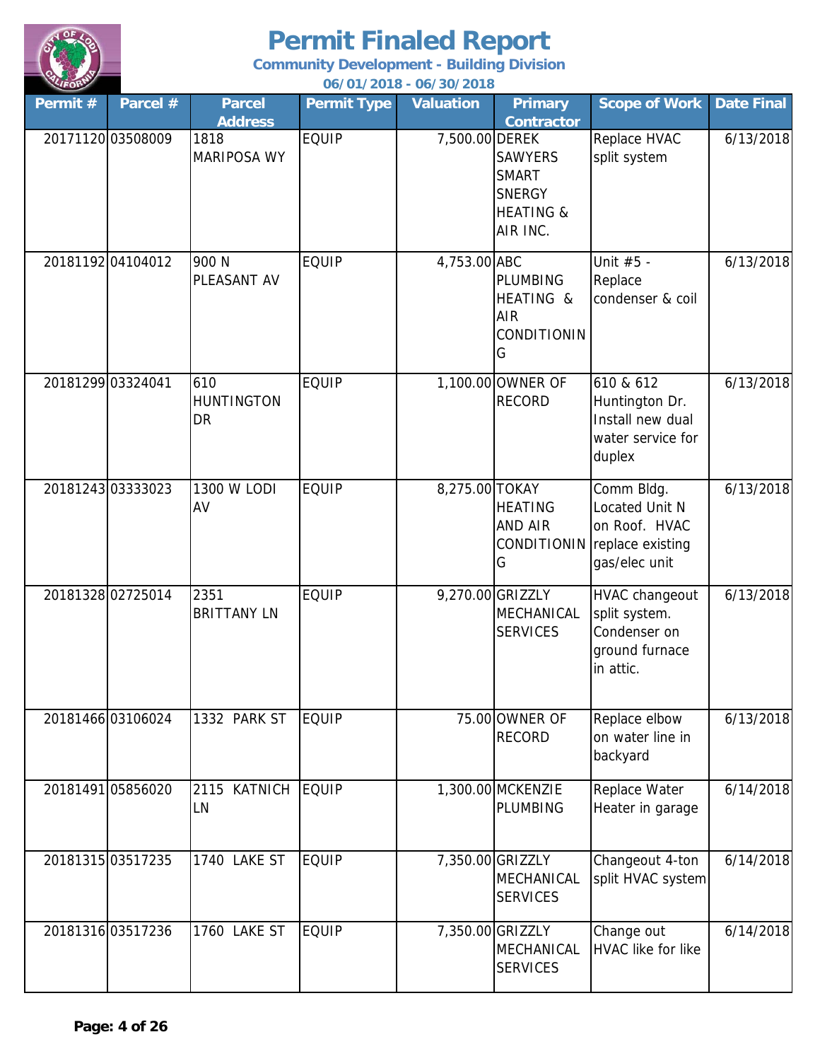# Permit Finaled Report

**Community Development - Building Division**

**06/01/2018 - 06/30/2018**

| Permit # | Parcel # | Parcel Address | Permit Type | Valuation | Primary Contractor | Scope of Work | Date Final |
|---|---|---|---|---|---|---|---|
| 20171120 | 03508009 | 1818 MARIPOSA WY | EQUIP | 7,500.00 | DEREK SAWYERS SMART SNERGY HEATING & AIR INC. | Replace HVAC split system | 6/13/2018 |
| 20181192 | 04104012 | 900 N PLEASANT AV | EQUIP | 4,753.00 | ABC PLUMBING HEATING & AIR CONDITIONING | Unit #5 - Replace condenser & coil | 6/13/2018 |
| 20181299 | 03324041 | 610 HUNTINGTON DR | EQUIP | 1,100.00 | OWNER OF RECORD | 610 & 612 Huntington Dr. Install new dual water service for duplex | 6/13/2018 |
| 20181243 | 03333023 | 1300 W LODI AV | EQUIP | 8,275.00 | TOKAY HEATING AND AIR CONDITIONING | Comm Bldg. Located Unit N on Roof. HVAC replace existing gas/elec unit | 6/13/2018 |
| 20181328 | 02725014 | 2351 BRITTANY LN | EQUIP | 9,270.00 | GRIZZLY MECHANICAL SERVICES | HVAC changeout split system. Condenser on ground furnace in attic. | 6/13/2018 |
| 20181466 | 03106024 | 1332 PARK ST | EQUIP | 75.00 | OWNER OF RECORD | Replace elbow on water line in backyard | 6/13/2018 |
| 20181491 | 05856020 | 2115 KATNICH LN | EQUIP | 1,300.00 | MCKENZIE PLUMBING | Replace Water Heater in garage | 6/14/2018 |
| 20181315 | 03517235 | 1740 LAKE ST | EQUIP | 7,350.00 | GRIZZLY MECHANICAL SERVICES | Changeout 4-ton split HVAC system | 6/14/2018 |
| 20181316 | 03517236 | 1760 LAKE ST | EQUIP | 7,350.00 | GRIZZLY MECHANICAL SERVICES | Change out HVAC like for like | 6/14/2018 |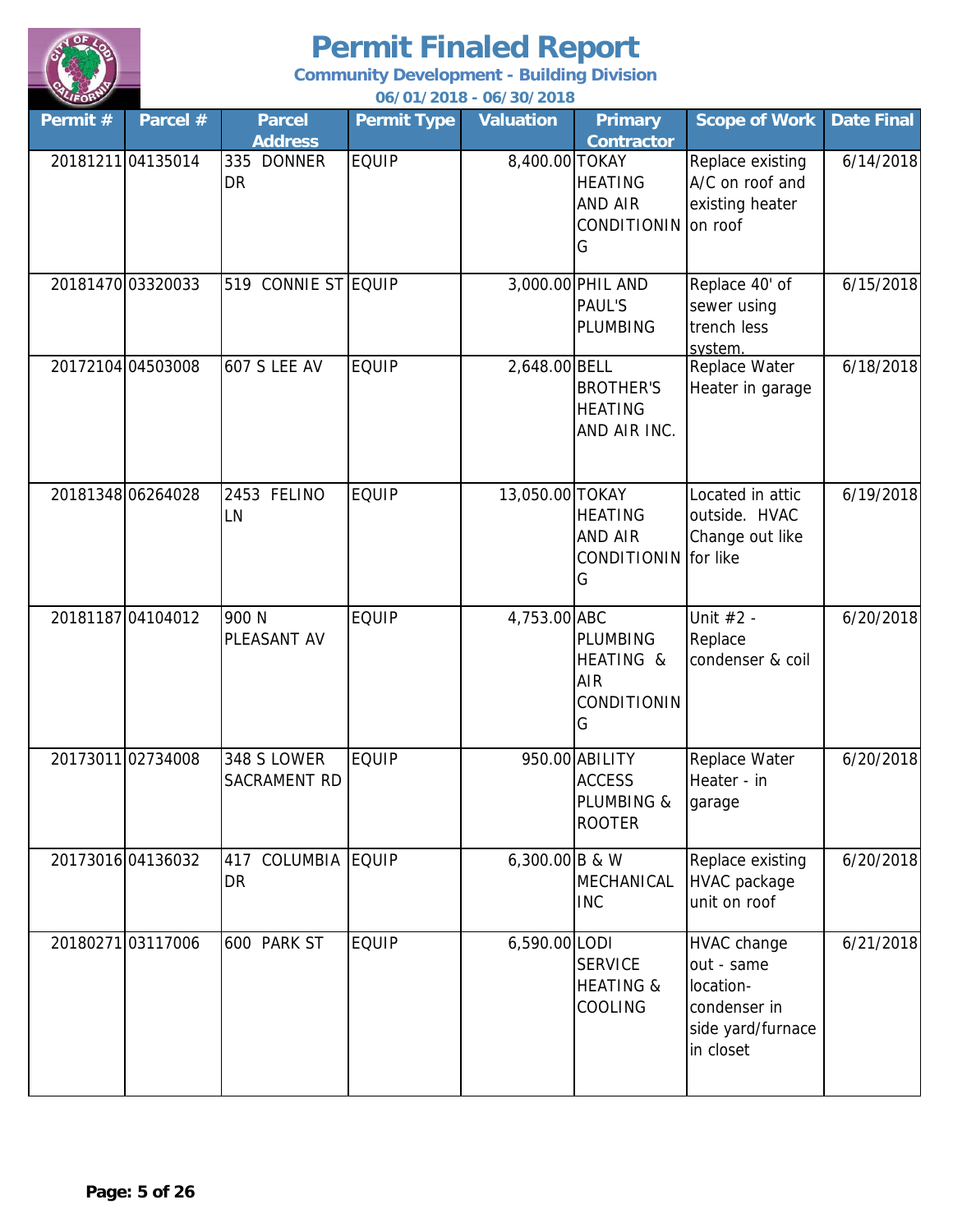# Permit Finaled Report

**Community Development - Building Division**

**06/01/2018 - 06/30/2018**

| Permit # | Parcel # | Parcel Address | Permit Type | Valuation | Primary Contractor | Scope of Work | Date Final |
|---|---|---|---|---|---|---|---|
| 20181211 | 04135014 | 335 DONNER DR | EQUIP | 8,400.00 | TOKAY HEATING AND AIR CONDITIONING | Replace existing A/C on roof and existing heater on roof | 6/14/2018 |
| 20181470 | 03320033 | 519 CONNIE ST | EQUIP | 3,000.00 | PHIL AND PAUL'S PLUMBING | Replace 40' of sewer using trench less system. | 6/15/2018 |
| 20172104 | 04503008 | 607 S LEE AV | EQUIP | 2,648.00 | BELL BROTHER'S HEATING AND AIR INC. | Replace Water Heater in garage | 6/18/2018 |
| 20181348 | 06264028 | 2453 FELINO LN | EQUIP | 13,050.00 | TOKAY HEATING AND AIR CONDITIONING | Located in attic outside. HVAC Change out like for like | 6/19/2018 |
| 20181187 | 04104012 | 900 N PLEASANT AV | EQUIP | 4,753.00 | ABC PLUMBING HEATING & AIR CONDITIONING | Unit #2 - Replace condenser & coil | 6/20/2018 |
| 20173011 | 02734008 | 348 S LOWER SACRAMENT RD | EQUIP | 950.00 | ABILITY ACCESS PLUMBING & ROOTER | Replace Water Heater - in garage | 6/20/2018 |
| 20173016 | 04136032 | 417 COLUMBIA DR | EQUIP | 6,300.00 | B & W MECHANICAL INC | Replace existing HVAC package unit on roof | 6/20/2018 |
| 20180271 | 03117006 | 600 PARK ST | EQUIP | 6,590.00 | LODI SERVICE HEATING & COOLING | HVAC change out - same location- condenser in side yard/furnace in closet | 6/21/2018 |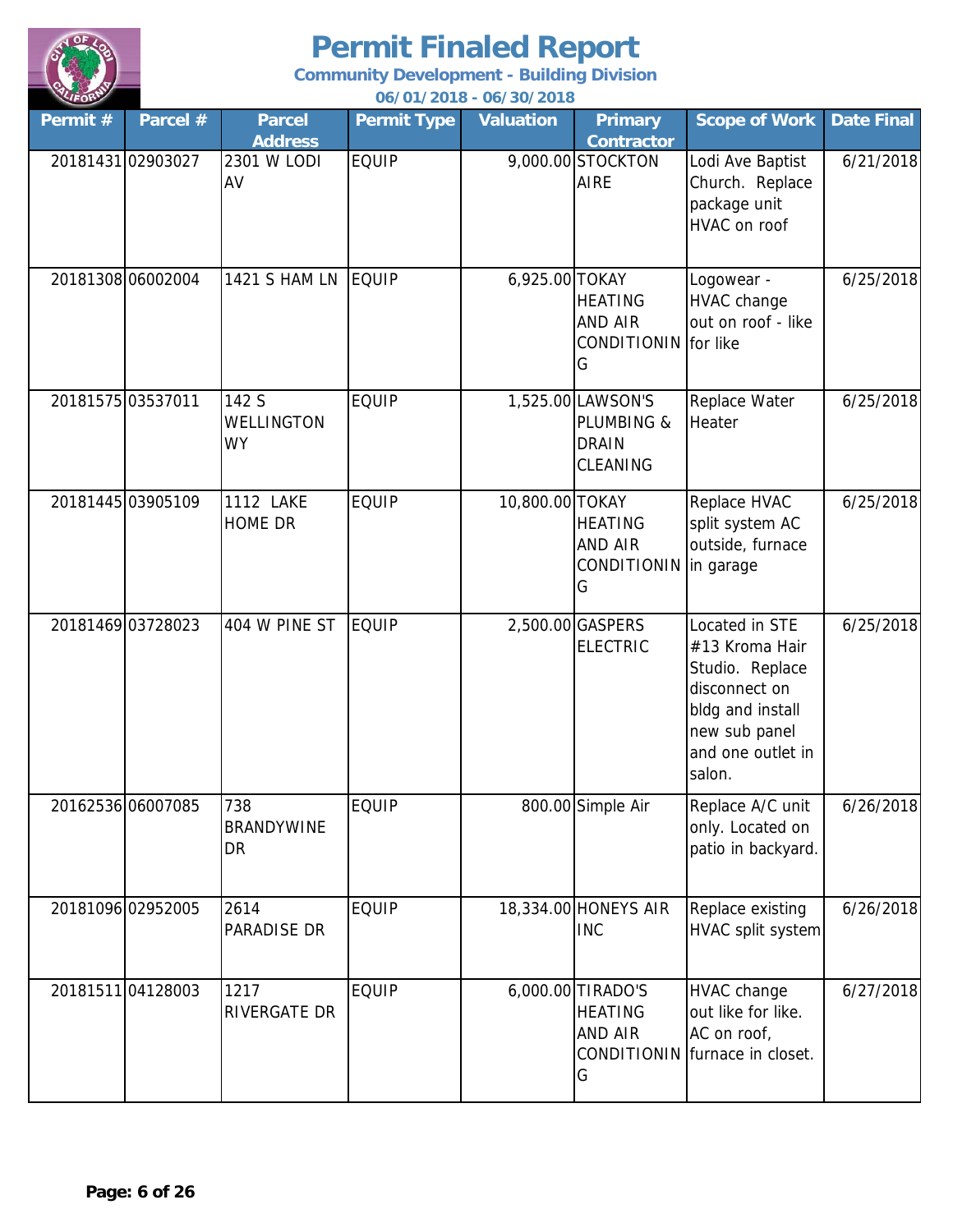# Permit Finaled Report

**Community Development - Building Division**

**06/01/2018 - 06/30/2018**

| Permit # | Parcel # | Parcel Address | Permit Type | Valuation | Primary Contractor | Scope of Work | Date Final |
|---|---|---|---|---|---|---|---|
| 20181431 | 02903027 | 2301 W LODI AV | EQUIP | 9,000.00 | STOCKTON AIRE | Lodi Ave Baptist Church. Replace package unit HVAC on roof | 6/21/2018 |
| 20181308 | 06002004 | 1421 S HAM LN | EQUIP | 6,925.00 | TOKAY HEATING AND AIR CONDITIONING | Logowear - HVAC change out on roof - like for like | 6/25/2018 |
| 20181575 | 03537011 | 142 S WELLINGTON WY | EQUIP | 1,525.00 | LAWSON'S PLUMBING & DRAIN CLEANING | Replace Water Heater | 6/25/2018 |
| 20181445 | 03905109 | 1112 LAKE HOME DR | EQUIP | 10,800.00 | TOKAY HEATING AND AIR CONDITIONING | Replace HVAC split system AC outside, furnace in garage | 6/25/2018 |
| 20181469 | 03728023 | 404 W PINE ST | EQUIP | 2,500.00 | GASPERS ELECTRIC | Located in STE #13 Kroma Hair Studio. Replace disconnect on bldg and install new sub panel and one outlet in salon. | 6/25/2018 |
| 20162536 | 06007085 | 738 BRANDYWINE DR | EQUIP | 800.00 | Simple Air | Replace A/C unit only. Located on patio in backyard. | 6/26/2018 |
| 20181096 | 02952005 | 2614 PARADISE DR | EQUIP | 18,334.00 | HONEYS AIR INC | Replace existing HVAC split system | 6/26/2018 |
| 20181511 | 04128003 | 1217 RIVERGATE DR | EQUIP | 6,000.00 | TIRADO'S HEATING AND AIR CONDITIONING | HVAC change out like for like. AC on roof, furnace in closet. | 6/27/2018 |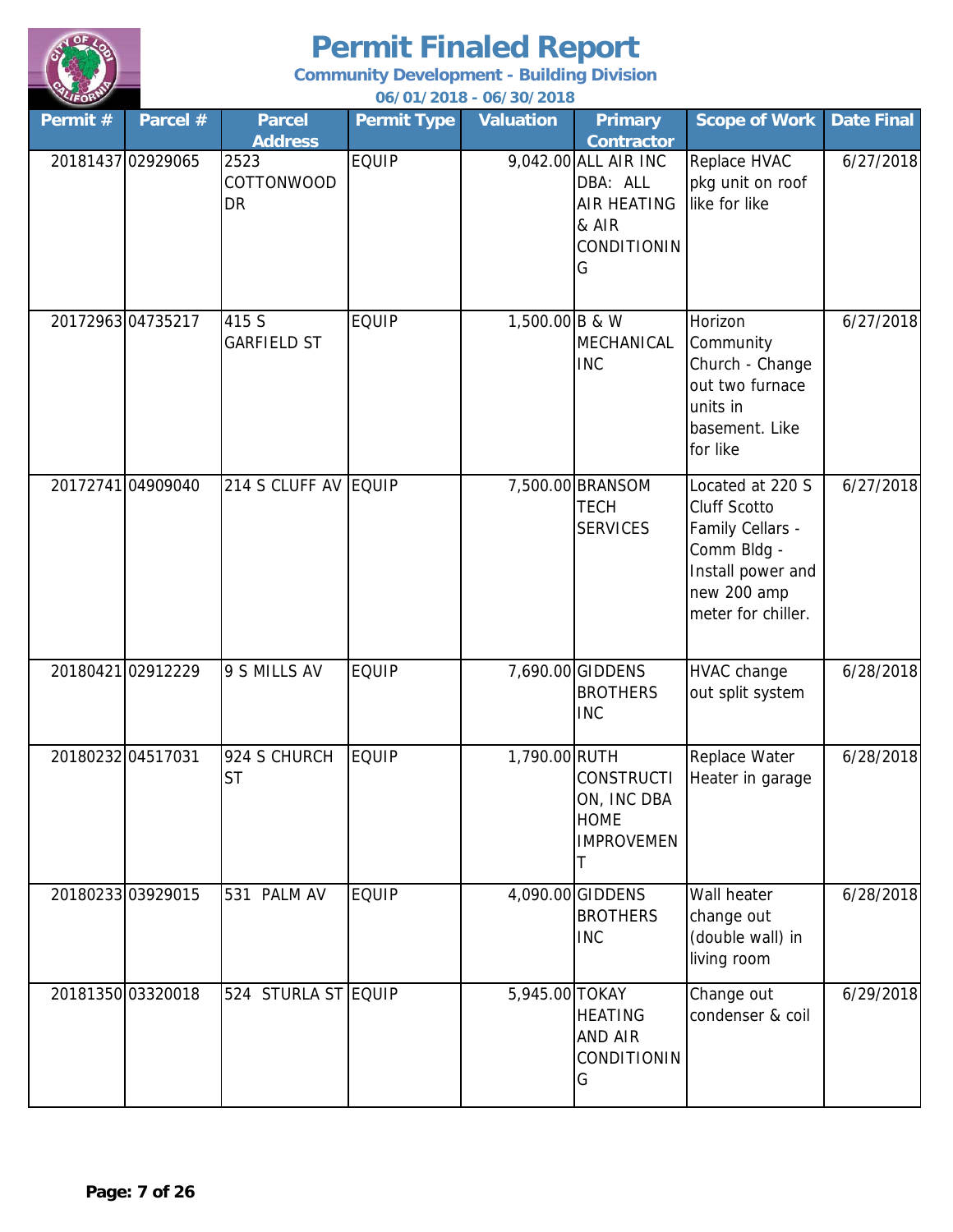# Permit Finaled Report

**Community Development - Building Division**

**06/01/2018 - 06/30/2018**

| Permit # | Parcel # | Parcel Address | Permit Type | Valuation | Primary Contractor | Scope of Work | Date Final |
|---|---|---|---|---|---|---|---|
| 20181437 | 02929065 | 2523 COTTONWOOD DR | EQUIP | 9,042.00 | ALL AIR INC DBA: ALL AIR HEATING & AIR CONDITIONING | Replace HVAC pkg unit on roof like for like | 6/27/2018 |
| 20172963 | 04735217 | 415 S GARFIELD ST | EQUIP | 1,500.00 | B & W MECHANICAL INC | Horizon Community Church - Change out two furnace units in basement. Like for like | 6/27/2018 |
| 20172741 | 04909040 | 214 S CLUFF AV | EQUIP | 7,500.00 | BRANSOM TECH SERVICES | Located at 220 S Cluff Scotto Family Cellars - Comm Bldg - Install power and new 200 amp meter for chiller. | 6/27/2018 |
| 20180421 | 02912229 | 9 S MILLS AV | EQUIP | 7,690.00 | GIDDENS BROTHERS INC | HVAC change out split system | 6/28/2018 |
| 20180232 | 04517031 | 924 S CHURCH ST | EQUIP | 1,790.00 | RUTH CONSTRUCTION, INC DBA HOME IMPROVEMENT | Replace Water Heater in garage | 6/28/2018 |
| 20180233 | 03929015 | 531 PALM AV | EQUIP | 4,090.00 | GIDDENS BROTHERS INC | Wall heater change out (double wall) in living room | 6/28/2018 |
| 20181350 | 03320018 | 524 STURLA ST | EQUIP | 5,945.00 | TOKAY HEATING AND AIR CONDITIONING | Change out condenser & coil | 6/29/2018 |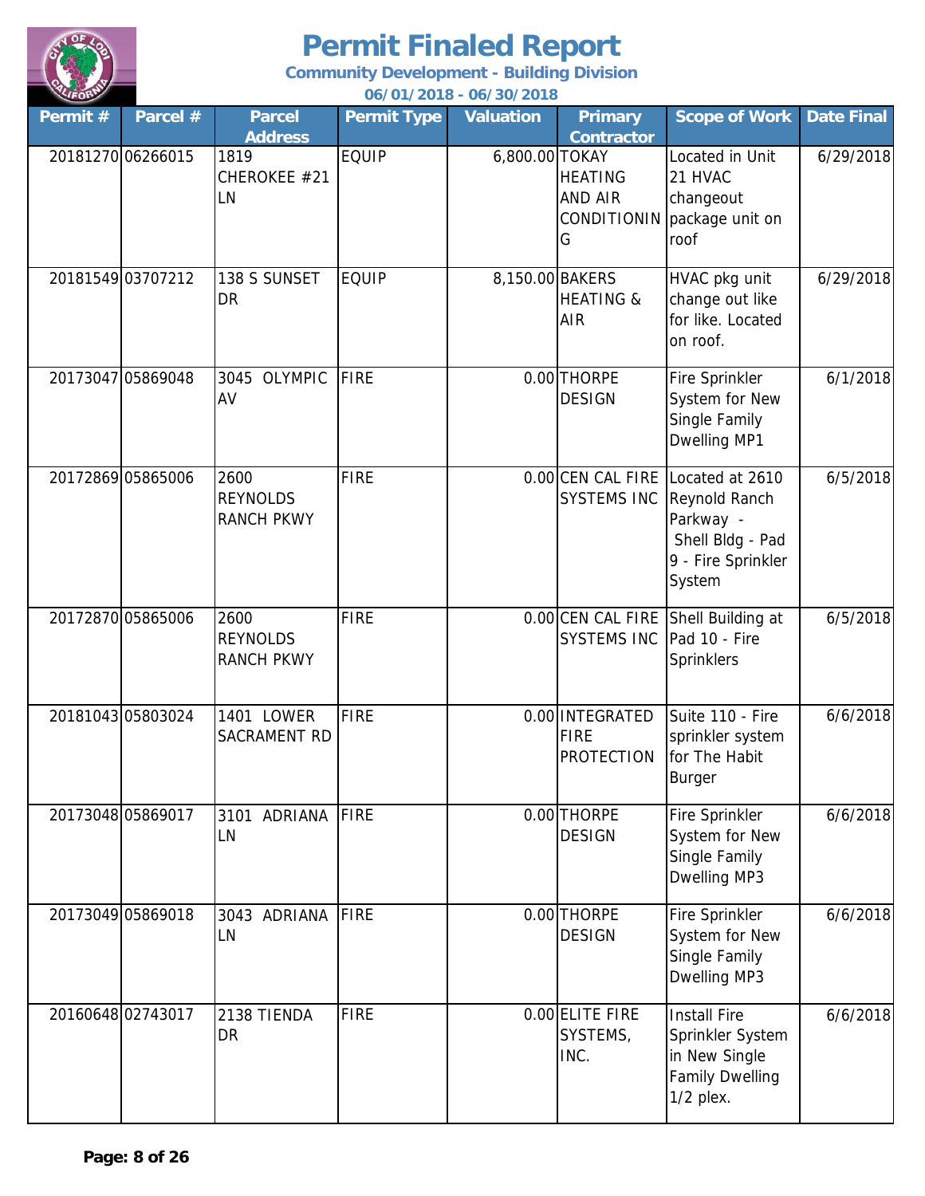# Permit Finaled Report

**Community Development - Building Division**

**06/01/2018 - 06/30/2018**

| Permit # | Parcel # | Parcel Address | Permit Type | Valuation | Primary Contractor | Scope of Work | Date Final |
|---|---|---|---|---|---|---|---|
| 20181270 | 06266015 | 1819 CHEROKEE #21 LN | EQUIP | 6,800.00 | TOKAY HEATING AND AIR CONDITIONING | Located in Unit 21 HVAC changeout package unit on roof | 6/29/2018 |
| 20181549 | 03707212 | 138 S SUNSET DR | EQUIP | 8,150.00 | BAKERS HEATING & AIR | HVAC pkg unit change out like for like. Located on roof. | 6/29/2018 |
| 20173047 | 05869048 | 3045 OLYMPIC AV | FIRE | 0.00 | THORPE DESIGN | Fire Sprinkler System for New Single Family Dwelling MP1 | 6/1/2018 |
| 20172869 | 05865006 | 2600 REYNOLDS RANCH PKWY | FIRE | 0.00 | CEN CAL FIRE SYSTEMS INC | Located at 2610 Reynold Ranch Parkway - Shell Bldg - Pad 9 - Fire Sprinkler System | 6/5/2018 |
| 20172870 | 05865006 | 2600 REYNOLDS RANCH PKWY | FIRE | 0.00 | CEN CAL FIRE SYSTEMS INC | Shell Building at Pad 10 - Fire Sprinklers | 6/5/2018 |
| 20181043 | 05803024 | 1401 LOWER SACRAMENT RD | FIRE | 0.00 | INTEGRATED FIRE PROTECTION | Suite 110 - Fire sprinkler system for The Habit Burger | 6/6/2018 |
| 20173048 | 05869017 | 3101 ADRIANA LN | FIRE | 0.00 | THORPE DESIGN | Fire Sprinkler System for New Single Family Dwelling MP3 | 6/6/2018 |
| 20173049 | 05869018 | 3043 ADRIANA LN | FIRE | 0.00 | THORPE DESIGN | Fire Sprinkler System for New Single Family Dwelling MP3 | 6/6/2018 |
| 20160648 | 02743017 | 2138 TIENDA DR | FIRE | 0.00 | ELITE FIRE SYSTEMS, INC. | Install Fire Sprinkler System in New Single Family Dwelling 1/2 plex. | 6/6/2018 |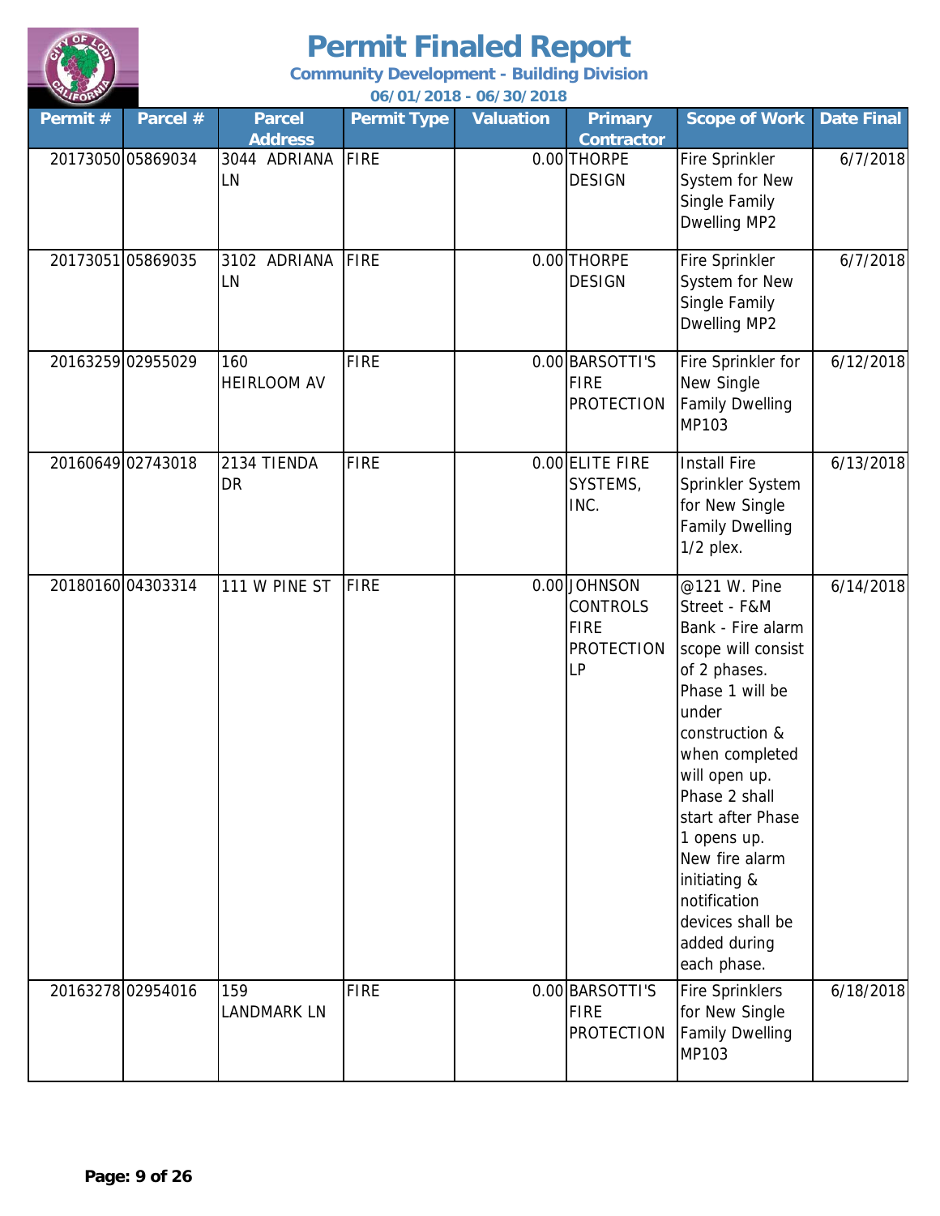# Permit Finaled Report

**Community Development - Building Division**

**06/01/2018 - 06/30/2018**

| Permit # | Parcel # | Parcel Address | Permit Type | Valuation | Primary Contractor | Scope of Work | Date Final |
|---|---|---|---|---|---|---|---|
| 20173050 | 05869034 | 3044 ADRIANA LN | FIRE | 0.00 | THORPE DESIGN | Fire Sprinkler System for New Single Family Dwelling MP2 | 6/7/2018 |
| 20173051 | 05869035 | 3102 ADRIANA LN | FIRE | 0.00 | THORPE DESIGN | Fire Sprinkler System for New Single Family Dwelling MP2 | 6/7/2018 |
| 20163259 | 02955029 | 160 HEIRLOOM AV | FIRE | 0.00 | BARSOTTI'S FIRE PROTECTION | Fire Sprinkler for New Single Family Dwelling MP103 | 6/12/2018 |
| 20160649 | 02743018 | 2134 TIENDA DR | FIRE | 0.00 | ELITE FIRE SYSTEMS, INC. | Install Fire Sprinkler System for New Single Family Dwelling 1/2 plex. | 6/13/2018 |
| 20180160 | 04303314 | 111 W PINE ST | FIRE | 0.00 | JOHNSON CONTROLS FIRE PROTECTION LP | @121 W. Pine Street - F&M Bank - Fire alarm scope will consist of 2 phases. Phase 1 will be under construction & when completed will open up. Phase 2 shall start after Phase 1 opens up. New fire alarm initiating & notification devices shall be added during each phase. | 6/14/2018 |
| 20163278 | 02954016 | 159 LANDMARK LN | FIRE | 0.00 | BARSOTTI'S FIRE PROTECTION | Fire Sprinklers for New Single Family Dwelling MP103 | 6/18/2018 |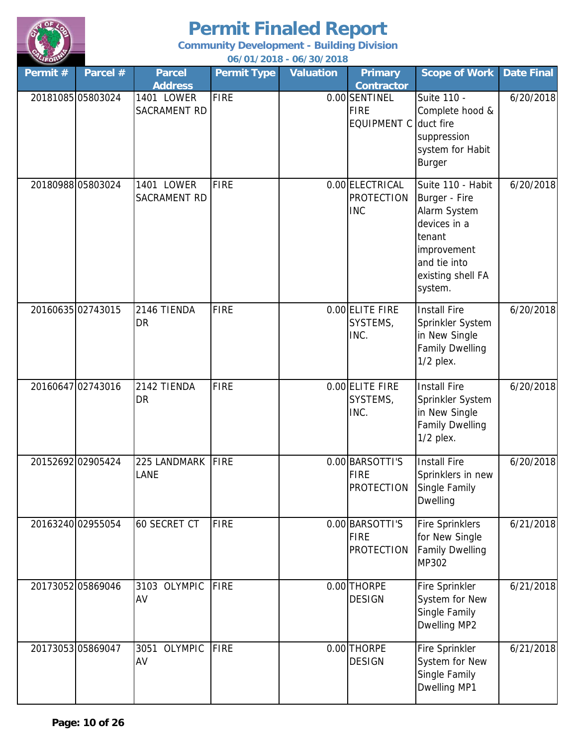# Permit Finaled Report

**Community Development - Building Division**

**06/01/2018 - 06/30/2018**

| Permit # | Parcel # | Parcel Address | Permit Type | Valuation | Primary Contractor | Scope of Work | Date Final |
|---|---|---|---|---|---|---|---|
| 20181085 | 05803024 | 1401 LOWER SACRAMENT RD | FIRE | 0.00 | SENTINEL FIRE EQUIPMENT C | Suite 110 - Complete hood & duct fire suppression system for Habit Burger | 6/20/2018 |
| 20180988 | 05803024 | 1401 LOWER SACRAMENT RD | FIRE | 0.00 | ELECTRICAL PROTECTION INC | Suite 110 - Habit Burger - Fire Alarm System devices in a tenant improvement and tie into existing shell FA system. | 6/20/2018 |
| 20160635 | 02743015 | 2146 TIENDA DR | FIRE | 0.00 | ELITE FIRE SYSTEMS, INC. | Install Fire Sprinkler System in New Single Family Dwelling 1/2 plex. | 6/20/2018 |
| 20160647 | 02743016 | 2142 TIENDA DR | FIRE | 0.00 | ELITE FIRE SYSTEMS, INC. | Install Fire Sprinkler System in New Single Family Dwelling 1/2 plex. | 6/20/2018 |
| 20152692 | 02905424 | 225 LANDMARK LANE | FIRE | 0.00 | BARSOTTI'S FIRE PROTECTION | Install Fire Sprinklers in new Single Family Dwelling | 6/20/2018 |
| 20163240 | 02955054 | 60 SECRET CT | FIRE | 0.00 | BARSOTTI'S FIRE PROTECTION | Fire Sprinklers for New Single Family Dwelling MP302 | 6/21/2018 |
| 20173052 | 05869046 | 3103 OLYMPIC AV | FIRE | 0.00 | THORPE DESIGN | Fire Sprinkler System for New Single Family Dwelling MP2 | 6/21/2018 |
| 20173053 | 05869047 | 3051 OLYMPIC AV | FIRE | 0.00 | THORPE DESIGN | Fire Sprinkler System for New Single Family Dwelling MP1 | 6/21/2018 |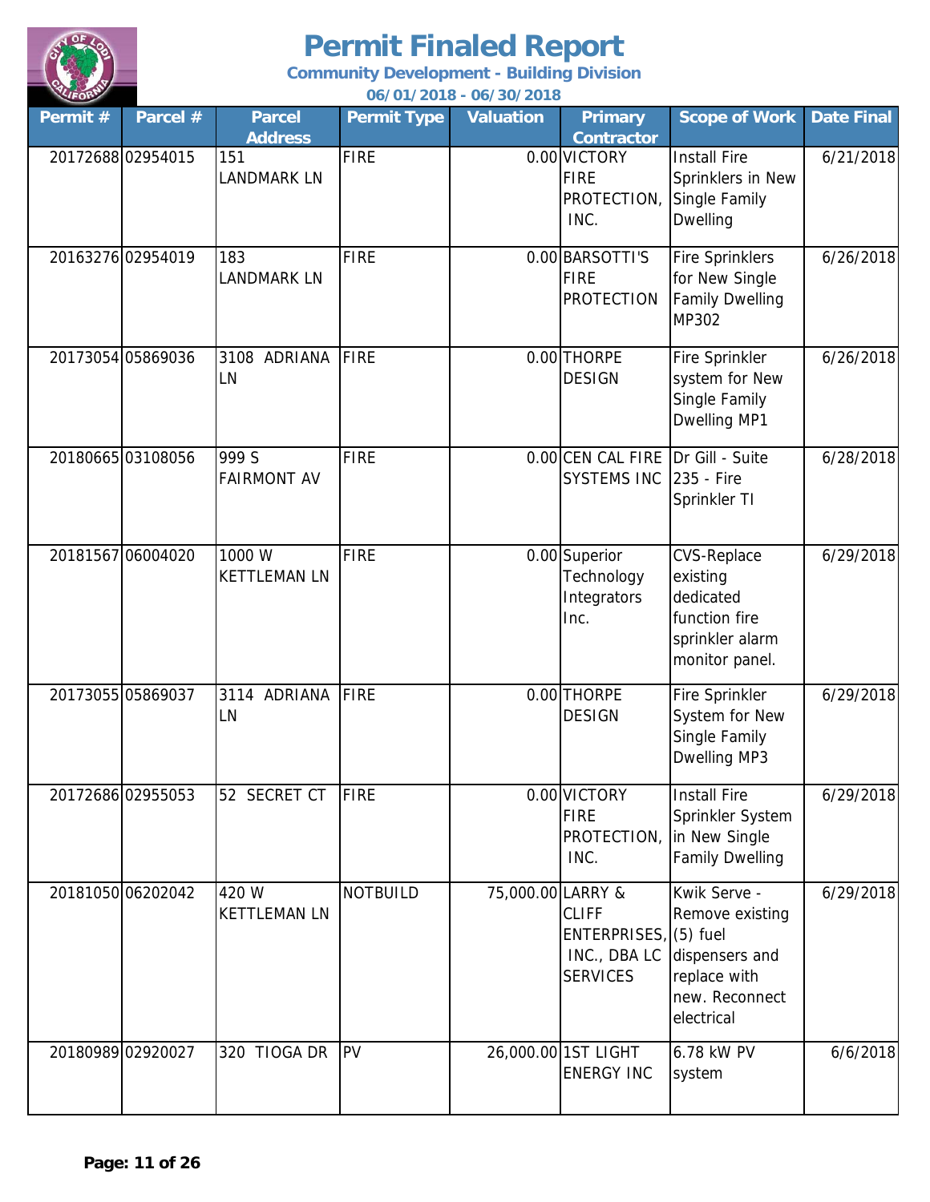# Permit Finaled Report

**Community Development - Building Division**

**06/01/2018 - 06/30/2018**

| Permit # | Parcel # | Parcel Address | Permit Type | Valuation | Primary Contractor | Scope of Work | Date Final |
|---|---|---|---|---|---|---|---|
| 20172688 | 02954015 | 151 LANDMARK LN | FIRE | 0.00 | VICTORY FIRE PROTECTION, INC. | Install Fire Sprinklers in New Single Family Dwelling | 6/21/2018 |
| 20163276 | 02954019 | 183 LANDMARK LN | FIRE | 0.00 | BARSOTTI'S FIRE PROTECTION | Fire Sprinklers for New Single Family Dwelling MP302 | 6/26/2018 |
| 20173054 | 05869036 | 3108 ADRIANA LN | FIRE | 0.00 | THORPE DESIGN | Fire Sprinkler system for New Single Family Dwelling MP1 | 6/26/2018 |
| 20180665 | 03108056 | 999 S FAIRMONT AV | FIRE | 0.00 | CEN CAL FIRE SYSTEMS INC | Dr Gill - Suite 235 - Fire Sprinkler TI | 6/28/2018 |
| 20181567 | 06004020 | 1000 W KETTLEMAN LN | FIRE | 0.00 | Superior Technology Integrators Inc. | CVS-Replace existing dedicated function fire sprinkler alarm monitor panel. | 6/29/2018 |
| 20173055 | 05869037 | 3114 ADRIANA LN | FIRE | 0.00 | THORPE DESIGN | Fire Sprinkler System for New Single Family Dwelling MP3 | 6/29/2018 |
| 20172686 | 02955053 | 52 SECRET CT | FIRE | 0.00 | VICTORY FIRE PROTECTION, INC. | Install Fire Sprinkler System in New Single Family Dwelling | 6/29/2018 |
| 20181050 | 06202042 | 420 W KETTLEMAN LN | NOTBUILD | 75,000.00 | LARRY & CLIFF ENTERPRISES, INC., DBA LC SERVICES | Kwik Serve - Remove existing (5) fuel dispensers and replace with new. Reconnect electrical | 6/29/2018 |
| 20180989 | 02920027 | 320 TIOGA DR | PV | 26,000.00 | 1ST LIGHT ENERGY INC | 6.78 kW PV system | 6/6/2018 |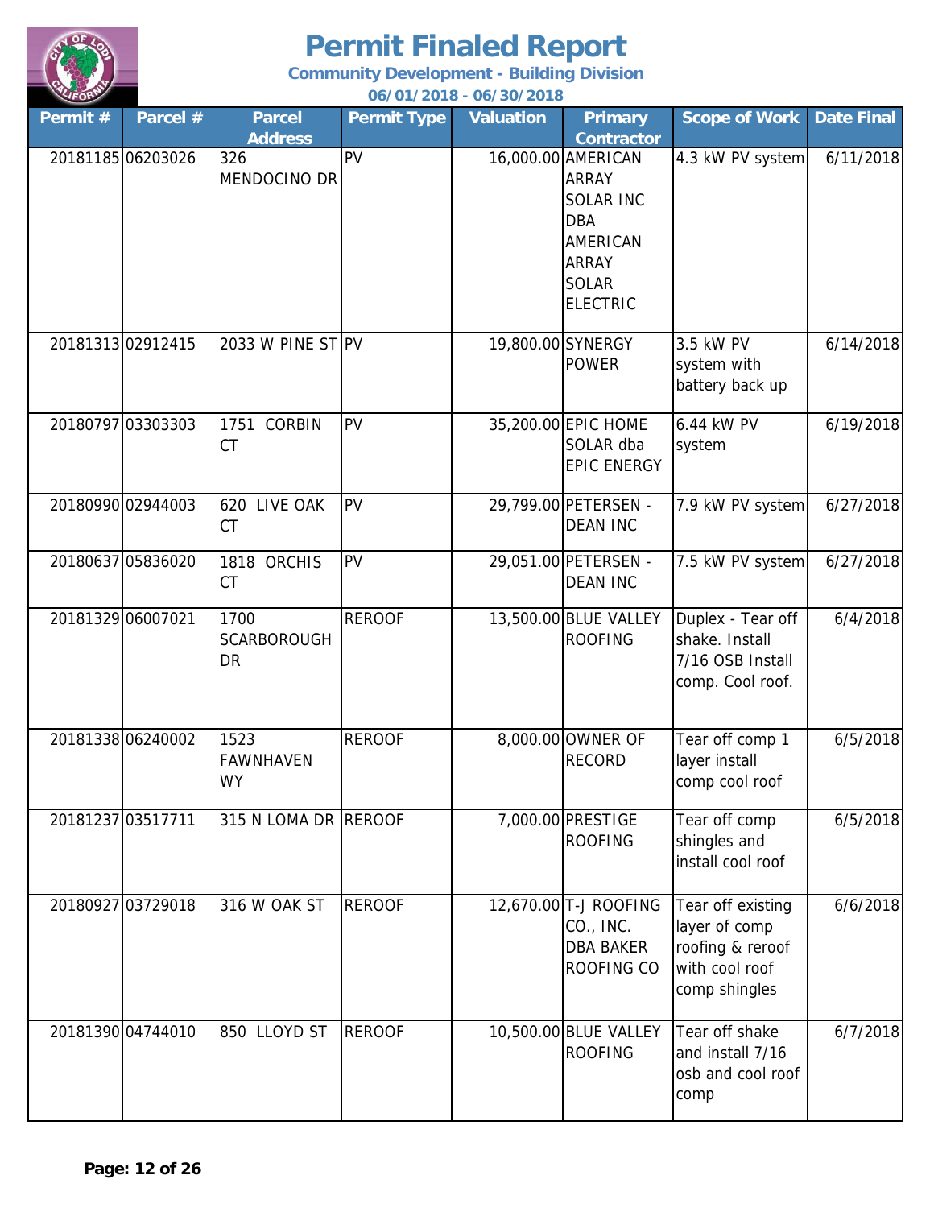# Permit Finaled Report

**Community Development - Building Division**

**06/01/2018 - 06/30/2018**

| Permit # | Parcel # | Parcel Address | Permit Type | Valuation | Primary Contractor | Scope of Work | Date Final |
|---|---|---|---|---|---|---|---|
| 20181185 | 06203026 | 326 MENDOCINO DR | PV | 16,000.00 | AMERICAN ARRAY SOLAR INC DBA AMERICAN ARRAY SOLAR ELECTRIC | 4.3 kW PV system | 6/11/2018 |
| 20181313 | 02912415 | 2033 W PINE ST | PV | 19,800.00 | SYNERGY POWER | 3.5 kW PV system with battery back up | 6/14/2018 |
| 20180797 | 03303303 | 1751 CORBIN CT | PV | 35,200.00 | EPIC HOME SOLAR dba EPIC ENERGY | 6.44 kW PV system | 6/19/2018 |
| 20180990 | 02944003 | 620 LIVE OAK CT | PV | 29,799.00 | PETERSEN - DEAN INC | 7.9 kW PV system | 6/27/2018 |
| 20180637 | 05836020 | 1818 ORCHIS CT | PV | 29,051.00 | PETERSEN - DEAN INC | 7.5 kW PV system | 6/27/2018 |
| 20181329 | 06007021 | 1700 SCARBOROUGH DR | REROOF | 13,500.00 | BLUE VALLEY ROOFING | Duplex - Tear off shake. Install 7/16 OSB Install comp. Cool roof. | 6/4/2018 |
| 20181338 | 06240002 | 1523 FAWNHAVEN WY | REROOF | 8,000.00 | OWNER OF RECORD | Tear off comp 1 layer install comp cool roof | 6/5/2018 |
| 20181237 | 03517711 | 315 N LOMA DR | REROOF | 7,000.00 | PRESTIGE ROOFING | Tear off comp shingles and install cool roof | 6/5/2018 |
| 20180927 | 03729018 | 316 W OAK ST | REROOF | 12,670.00 | T-J ROOFING CO., INC. DBA BAKER ROOFING CO | Tear off existing layer of comp roofing & reroof with cool roof comp shingles | 6/6/2018 |
| 20181390 | 04744010 | 850 LLOYD ST | REROOF | 10,500.00 | BLUE VALLEY ROOFING | Tear off shake and install 7/16 osb and cool roof comp | 6/7/2018 |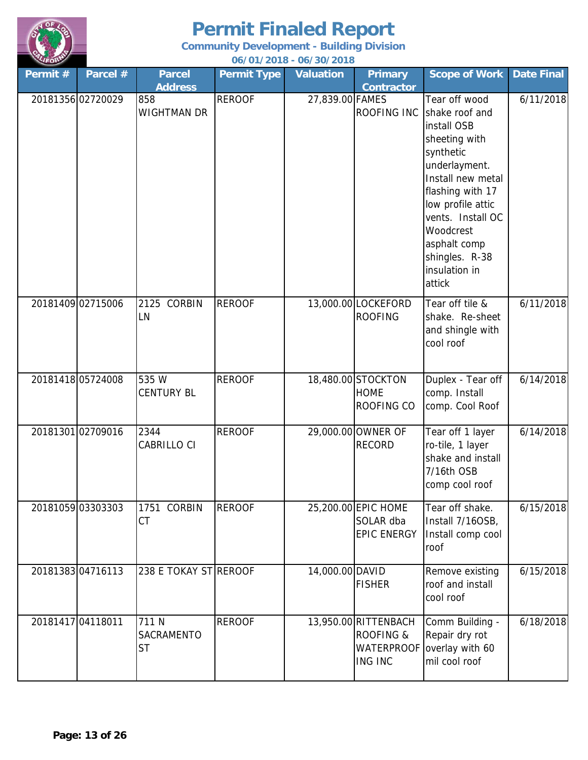# Permit Finaled Report

**Community Development - Building Division**

**06/01/2018 - 06/30/2018**

| Permit # | Parcel # | Parcel Address | Permit Type | Valuation | Primary Contractor | Scope of Work | Date Final |
|---|---|---|---|---|---|---|---|
| 20181356 | 02720029 | 858 WIGHTMAN DR | REROOF | 27,839.00 | FAMES ROOFING INC | Tear off wood shake roof and install OSB sheeting with synthetic underlayment. Install new metal flashing with 17 low profile attic vents. Install OC Woodcrest asphalt comp shingles. R-38 insulation in attick | 6/11/2018 |
| 20181409 | 02715006 | 2125 CORBIN LN | REROOF | 13,000.00 | LOCKEFORD ROOFING | Tear off tile & shake. Re-sheet and shingle with cool roof | 6/11/2018 |
| 20181418 | 05724008 | 535 W CENTURY BL | REROOF | 18,480.00 | STOCKTON HOME ROOFING CO | Duplex - Tear off comp. Install comp. Cool Roof | 6/14/2018 |
| 20181301 | 02709016 | 2344 CABRILLO CI | REROOF | 29,000.00 | OWNER OF RECORD | Tear off 1 layer ro-tile, 1 layer shake and install 7/16th OSB comp cool roof | 6/14/2018 |
| 20181059 | 03303303 | 1751 CORBIN CT | REROOF | 25,200.00 | EPIC HOME SOLAR dba EPIC ENERGY | Tear off shake. Install 7/16OSB, Install comp cool roof | 6/15/2018 |
| 20181383 | 04716113 | 238 E TOKAY ST | REROOF | 14,000.00 | DAVID FISHER | Remove existing roof and install cool roof | 6/15/2018 |
| 20181417 | 04118011 | 711 N SACRAMENTO ST | REROOF | 13,950.00 | RITTENBACH ROOFING & WATERPROOFING INC | Comm Building - Repair dry rot overlay with 60 mil cool roof | 6/18/2018 |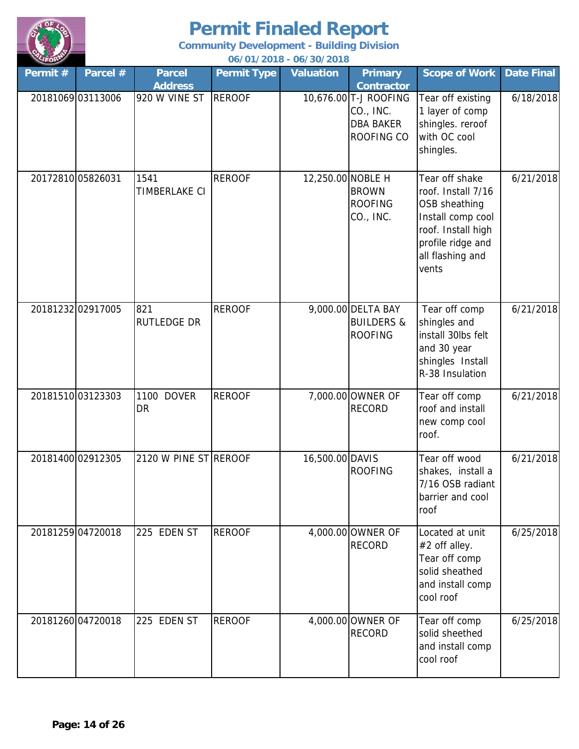# Permit Finaled Report

**Community Development - Building Division**

**06/01/2018 - 06/30/2018**

| Permit # | Parcel # | Parcel Address | Permit Type | Valuation | Primary Contractor | Scope of Work | Date Final |
|---|---|---|---|---|---|---|---|
| 20181069 | 03113006 | 920 W VINE ST | REROOF | 10,676.00 | T-J ROOFING CO., INC. DBA BAKER ROOFING CO | Tear off existing 1 layer of comp shingles. reroof with OC cool shingles. | 6/18/2018 |
| 20172810 | 05826031 | 1541 TIMBERLAKE CI | REROOF | 12,250.00 | NOBLE H BROWN ROOFING CO., INC. | Tear off shake roof. Install 7/16 OSB sheathing Install comp cool roof. Install high profile ridge and all flashing and vents | 6/21/2018 |
| 20181232 | 02917005 | 821 RUTLEDGE DR | REROOF | 9,000.00 | DELTA BAY BUILDERS & ROOFING | Tear off comp shingles and install 30lbs felt and 30 year shingles Install R-38 Insulation | 6/21/2018 |
| 20181510 | 03123303 | 1100 DOVER DR | REROOF | 7,000.00 | OWNER OF RECORD | Tear off comp roof and install new comp cool roof. | 6/21/2018 |
| 20181400 | 02912305 | 2120 W PINE ST | REROOF | 16,500.00 | DAVIS ROOFING | Tear off wood shakes, install a 7/16 OSB radiant barrier and cool roof | 6/21/2018 |
| 20181259 | 04720018 | 225 EDEN ST | REROOF | 4,000.00 | OWNER OF RECORD | Located at unit #2 off alley. Tear off comp solid sheathed and install comp cool roof | 6/25/2018 |
| 20181260 | 04720018 | 225 EDEN ST | REROOF | 4,000.00 | OWNER OF RECORD | Tear off comp solid sheethed and install comp cool roof | 6/25/2018 |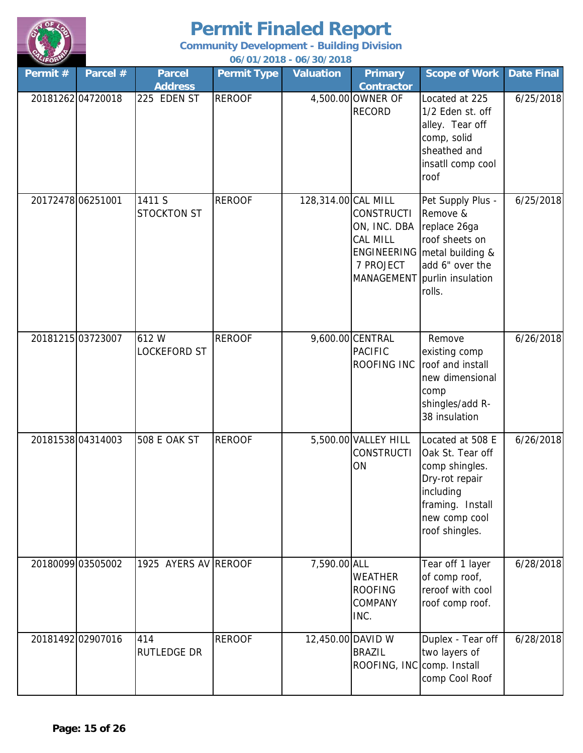# Permit Finaled Report

**Community Development - Building Division**

**06/01/2018 - 06/30/2018**

| Permit # | Parcel # | Parcel Address | Permit Type | Valuation | Primary Contractor | Scope of Work | Date Final |
|---|---|---|---|---|---|---|---|
| 20181262 | 04720018 | 225 EDEN ST | REROOF | 4,500.00 | OWNER OF RECORD | Located at 225 1/2 Eden st. off alley. Tear off comp, solid sheathed and insatll comp cool roof | 6/25/2018 |
| 20172478 | 06251001 | 1411 S STOCKTON ST | REROOF | 128,314.00 | CAL MILL CONSTRUCTION, INC. DBA CAL MILL ENGINEERING 7 PROJECT MANAGEMENT | Pet Supply Plus - Remove & replace 26ga roof sheets on metal building & add 6" over the purlin insulation rolls. | 6/25/2018 |
| 20181215 | 03723007 | 612 W LOCKEFORD ST | REROOF | 9,600.00 | CENTRAL PACIFIC ROOFING INC | Remove existing comp roof and install new dimensional comp shingles/add R-38 insulation | 6/26/2018 |
| 20181538 | 04314003 | 508 E OAK ST | REROOF | 5,500.00 | VALLEY HILL CONSTRUCTION | Located at 508 E Oak St. Tear off comp shingles. Dry-rot repair including framing. Install new comp cool roof shingles. | 6/26/2018 |
| 20180099 | 03505002 | 1925 AYERS AV | REROOF | 7,590.00 | ALL WEATHER ROOFING COMPANY INC. | Tear off 1 layer of comp roof, reroof with cool roof comp roof. | 6/28/2018 |
| 20181492 | 02907016 | 414 RUTLEDGE DR | REROOF | 12,450.00 | DAVID W BRAZIL ROOFING, INC | Duplex - Tear off two layers of comp. Install comp Cool Roof | 6/28/2018 |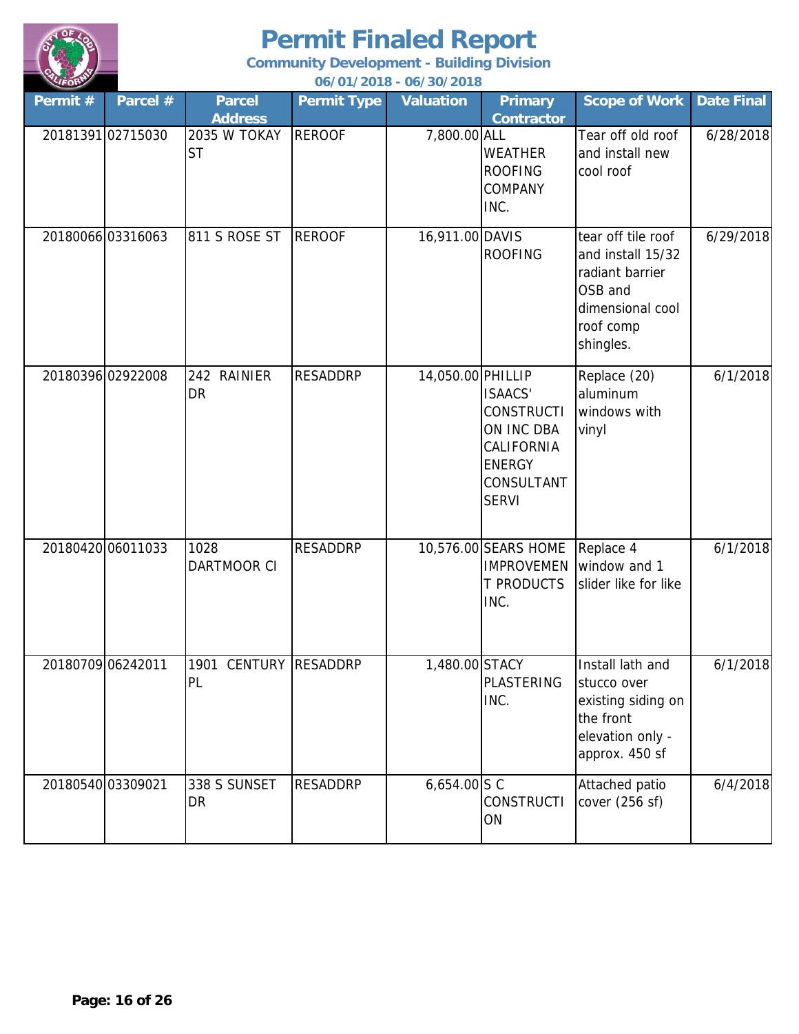# Permit Finaled Report

**Community Development - Building Division**

**06/01/2018 - 06/30/2018**

| Permit # | Parcel # | Parcel Address | Permit Type | Valuation | Primary Contractor | Scope of Work | Date Final |
|---|---|---|---|---|---|---|---|
| 20181391 | 02715030 | 2035 W TOKAY ST | REROOF | 7,800.00 | ALL WEATHER ROOFING COMPANY INC. | Tear off old roof and install new cool roof | 6/28/2018 |
| 20180066 | 03316063 | 811 S ROSE ST | REROOF | 16,911.00 | DAVIS ROOFING | tear off tile roof and install 15/32 radiant barrier OSB and dimensional cool roof comp shingles. | 6/29/2018 |
| 20180396 | 02922008 | 242 RAINIER DR | RESADDRP | 14,050.00 | PHILLIP ISAACS' CONSTRUCTION INC DBA CALIFORNIA ENERGY CONSULTANT SERVI | Replace (20) aluminum windows with vinyl | 6/1/2018 |
| 20180420 | 06011033 | 1028 DARTMOOR CI | RESADDRP | 10,576.00 | SEARS HOME IMPROVEMENT PRODUCTS INC. | Replace 4 window and 1 slider like for like | 6/1/2018 |
| 20180709 | 06242011 | 1901 CENTURY PL | RESADDRP | 1,480.00 | STACY PLASTERING INC. | Install lath and stucco over existing siding on the front elevation only - approx. 450 sf | 6/1/2018 |
| 20180540 | 03309021 | 338 S SUNSET DR | RESADDRP | 6,654.00 | S C CONSTRUCTION | Attached patio cover (256 sf) | 6/4/2018 |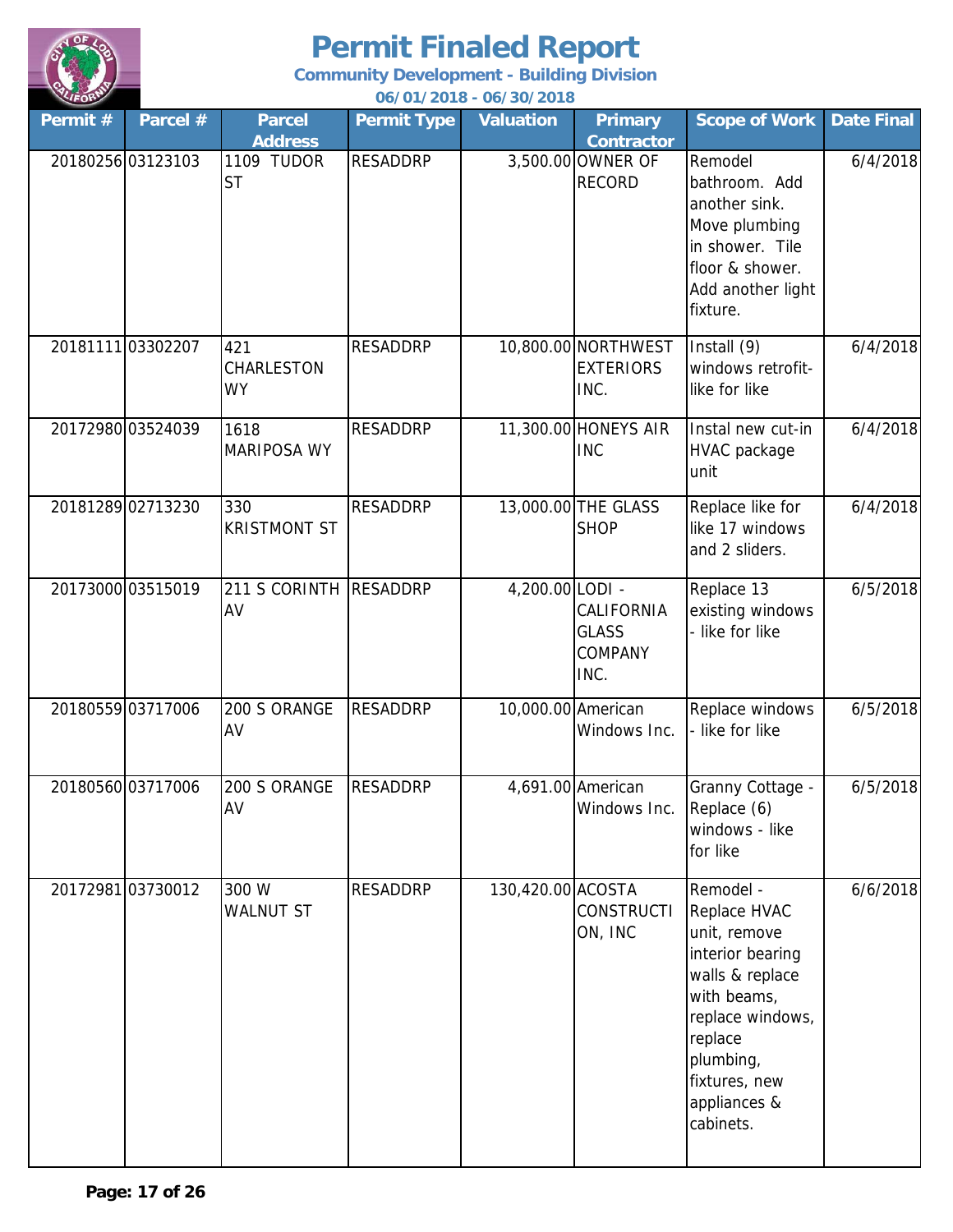# Permit Finaled Report

**Community Development - Building Division**

**06/01/2018 - 06/30/2018**

| Permit # | Parcel # | Parcel Address | Permit Type | Valuation | Primary Contractor | Scope of Work | Date Final |
|---|---|---|---|---|---|---|---|
| 20180256 | 03123103 | 1109 TUDOR ST | RESADDRP | 3,500.00 | OWNER OF RECORD | Remodel bathroom. Add another sink. Move plumbing in shower. Tile floor & shower. Add another light fixture. | 6/4/2018 |
| 20181111 | 03302207 | 421 CHARLESTON WY | RESADDRP | 10,800.00 | NORTHWEST EXTERIORS INC. | Install (9) windows retrofit-like for like | 6/4/2018 |
| 20172980 | 03524039 | 1618 MARIPOSA WY | RESADDRP | 11,300.00 | HONEYS AIR INC | Instal new cut-in HVAC package unit | 6/4/2018 |
| 20181289 | 02713230 | 330 KRISTMONT ST | RESADDRP | 13,000.00 | THE GLASS SHOP | Replace like for like 17 windows and 2 sliders. | 6/4/2018 |
| 20173000 | 03515019 | 211 S CORINTH AV | RESADDRP | 4,200.00 | LODI - CALIFORNIA GLASS COMPANY INC. | Replace 13 existing windows - like for like | 6/5/2018 |
| 20180559 | 03717006 | 200 S ORANGE AV | RESADDRP | 10,000.00 | American Windows Inc. | Replace windows - like for like | 6/5/2018 |
| 20180560 | 03717006 | 200 S ORANGE AV | RESADDRP | 4,691.00 | American Windows Inc. | Granny Cottage - Replace (6) windows - like for like | 6/5/2018 |
| 20172981 | 03730012 | 300 W WALNUT ST | RESADDRP | 130,420.00 | ACOSTA CONSTRUCTION, INC | Remodel - Replace HVAC unit, remove interior bearing walls & replace with beams, replace windows, replace plumbing, fixtures, new appliances & cabinets. | 6/6/2018 |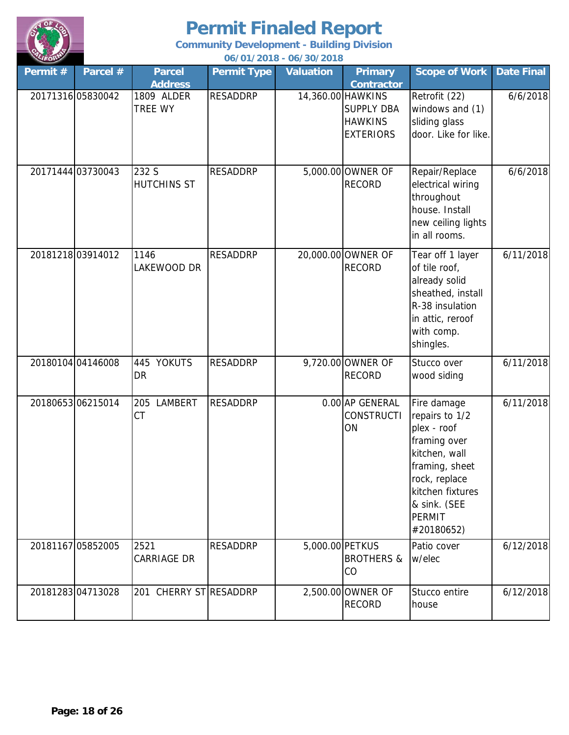# Permit Finaled Report

**Community Development - Building Division**

**06/01/2018 - 06/30/2018**

| Permit # | Parcel # | Parcel Address | Permit Type | Valuation | Primary Contractor | Scope of Work | Date Final |
|---|---|---|---|---|---|---|---|
| 20171316 | 05830042 | 1809 ALDER TREE WY | RESADDRP | 14,360.00 | HAWKINS SUPPLY DBA HAWKINS EXTERIORS | Retrofit (22) windows and (1) sliding glass door. Like for like. | 6/6/2018 |
| 20171444 | 03730043 | 232 S HUTCHINS ST | RESADDRP | 5,000.00 | OWNER OF RECORD | Repair/Replace electrical wiring throughout house. Install new ceiling lights in all rooms. | 6/6/2018 |
| 20181218 | 03914012 | 1146 LAKEWOOD DR | RESADDRP | 20,000.00 | OWNER OF RECORD | Tear off 1 layer of tile roof, already solid sheathed, install R-38 insulation in attic, reroof with comp. shingles. | 6/11/2018 |
| 20180104 | 04146008 | 445 YOKUTS DR | RESADDRP | 9,720.00 | OWNER OF RECORD | Stucco over wood siding | 6/11/2018 |
| 20180653 | 06215014 | 205 LAMBERT CT | RESADDRP | 0.00 | AP GENERAL CONSTRUCTION | Fire damage repairs to 1/2 plex - roof framing over kitchen, wall framing, sheet rock, replace kitchen fixtures & sink. (SEE PERMIT #20180652) | 6/11/2018 |
| 20181167 | 05852005 | 2521 CARRIAGE DR | RESADDRP | 5,000.00 | PETKUS BROTHERS & CO | Patio cover w/elec | 6/12/2018 |
| 20181283 | 04713028 | 201 CHERRY ST | RESADDRP | 2,500.00 | OWNER OF RECORD | Stucco entire house | 6/12/2018 |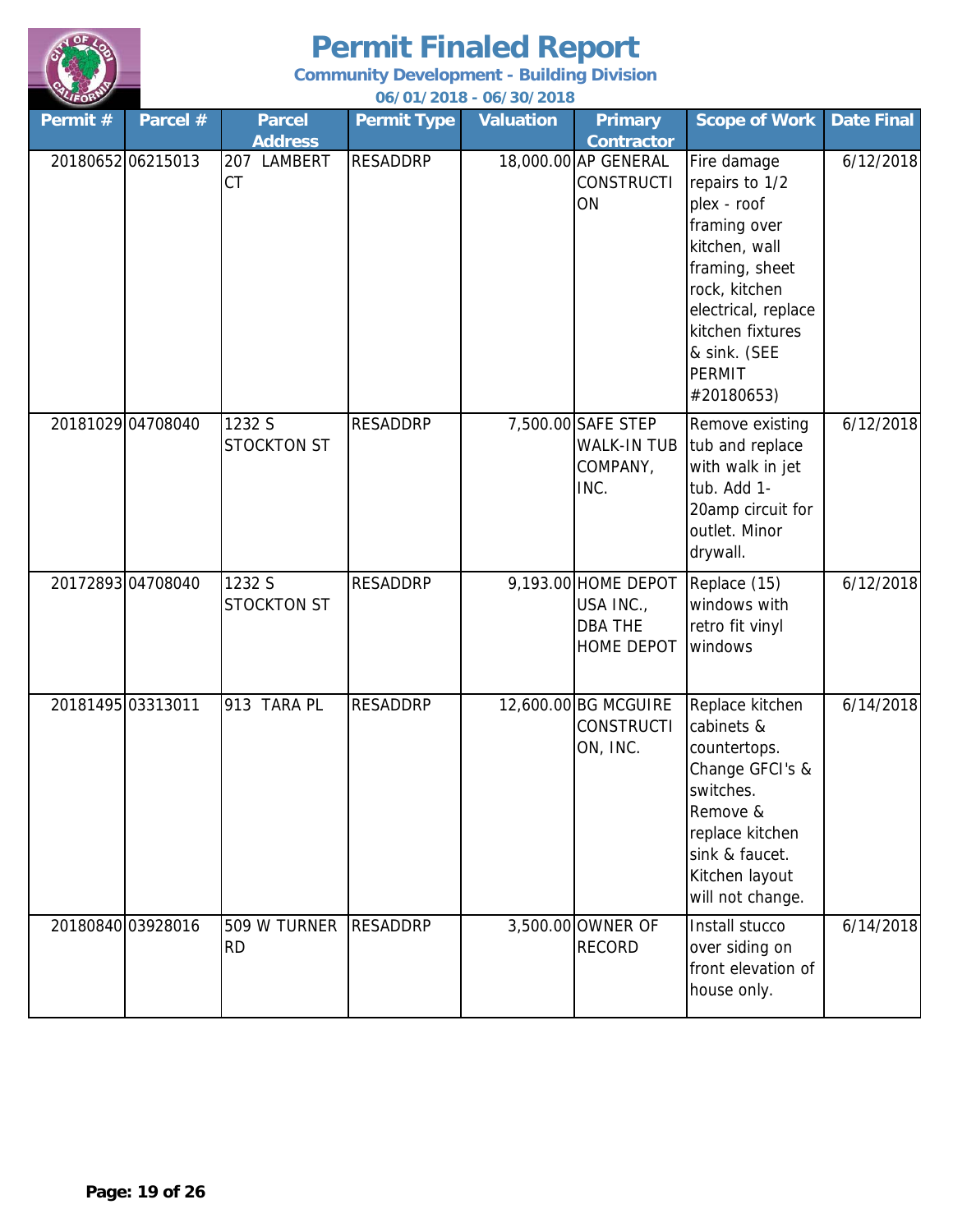# Permit Finaled Report

**Community Development - Building Division**

**06/01/2018 - 06/30/2018**

| Permit # | Parcel # | Parcel Address | Permit Type | Valuation | Primary Contractor | Scope of Work | Date Final |
|---|---|---|---|---|---|---|---|
| 20180652 | 06215013 | 207 LAMBERT CT | RESADDRP | 18,000.00 | AP GENERAL CONSTRUCTION | Fire damage repairs to 1/2 plex - roof framing over kitchen, wall framing, sheet rock, kitchen electrical, replace kitchen fixtures & sink. (SEE PERMIT #20180653) | 6/12/2018 |
| 20181029 | 04708040 | 1232 S STOCKTON ST | RESADDRP | 7,500.00 | SAFE STEP WALK-IN TUB COMPANY, INC. | Remove existing tub and replace with walk in jet tub. Add 1-20amp circuit for outlet. Minor drywall. | 6/12/2018 |
| 20172893 | 04708040 | 1232 S STOCKTON ST | RESADDRP | 9,193.00 | HOME DEPOT USA INC., DBA THE HOME DEPOT | Replace (15) windows with retro fit vinyl windows | 6/12/2018 |
| 20181495 | 03313011 | 913 TARA PL | RESADDRP | 12,600.00 | BG MCGUIRE CONSTRUCTION, INC. | Replace kitchen cabinets & countertops. Change GFCI's & switches. Remove & replace kitchen sink & faucet. Kitchen layout will not change. | 6/14/2018 |
| 20180840 | 03928016 | 509 W TURNER RD | RESADDRP | 3,500.00 | OWNER OF RECORD | Install stucco over siding on front elevation of house only. | 6/14/2018 |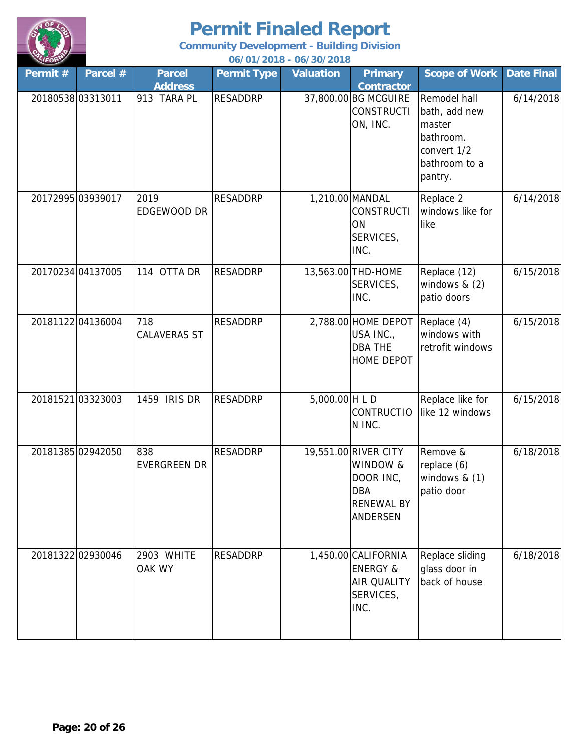# Permit Finaled Report

**Community Development - Building Division**

**06/01/2018 - 06/30/2018**

| Permit # | Parcel # | Parcel Address | Permit Type | Valuation | Primary Contractor | Scope of Work | Date Final |
|---|---|---|---|---|---|---|---|
| 20180538 | 03313011 | 913 TARA PL | RESADDRP | 37,800.00 | BG MCGUIRE CONSTRUCTION, INC. | Remodel hall bath, add new master bathroom. convert 1/2 bathroom to a pantry. | 6/14/2018 |
| 20172995 | 03939017 | 2019 EDGEWOOD DR | RESADDRP | 1,210.00 | MANDAL CONSTRUCTION SERVICES, INC. | Replace 2 windows like for like | 6/14/2018 |
| 20170234 | 04137005 | 114 OTTA DR | RESADDRP | 13,563.00 | THD-HOME SERVICES, INC. | Replace (12) windows & (2) patio doors | 6/15/2018 |
| 20181122 | 04136004 | 718 CALAVERAS ST | RESADDRP | 2,788.00 | HOME DEPOT USA INC., DBA THE HOME DEPOT | Replace (4) windows with retrofit windows | 6/15/2018 |
| 20181521 | 03323003 | 1459 IRIS DR | RESADDRP | 5,000.00 | H L D CONTRUCTION INC. | Replace like for like 12 windows | 6/15/2018 |
| 20181385 | 02942050 | 838 EVERGREEN DR | RESADDRP | 19,551.00 | RIVER CITY WINDOW & DOOR INC, DBA RENEWAL BY ANDERSEN | Remove & replace (6) windows & (1) patio door | 6/18/2018 |
| 20181322 | 02930046 | 2903 WHITE OAK WY | RESADDRP | 1,450.00 | CALIFORNIA ENERGY & AIR QUALITY SERVICES, INC. | Replace sliding glass door in back of house | 6/18/2018 |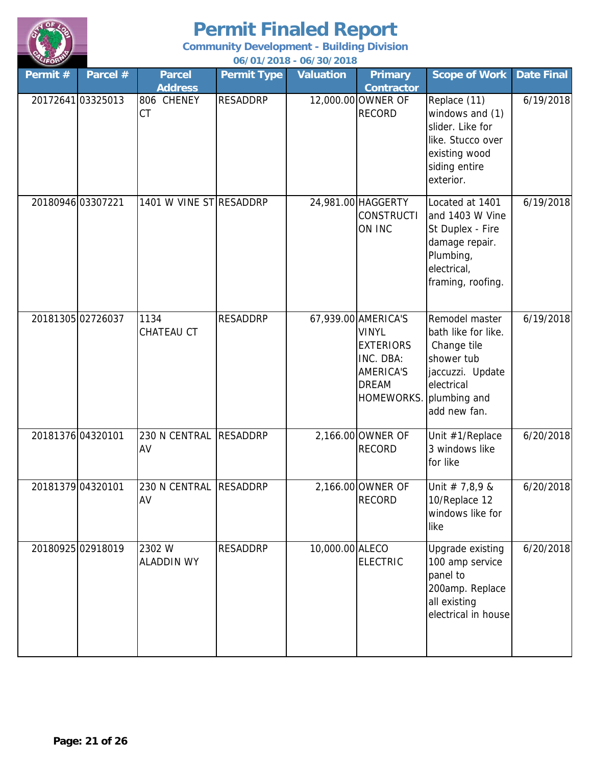# Permit Finaled Report

**Community Development - Building Division**

**06/01/2018 - 06/30/2018**

| Permit # | Parcel # | Parcel Address | Permit Type | Valuation | Primary Contractor | Scope of Work | Date Final |
|---|---|---|---|---|---|---|---|
| 20172641 | 03325013 | 806 CHENEY CT | RESADDRP | 12,000.00 | OWNER OF RECORD | Replace (11) windows and (1) slider. Like for like. Stucco over existing wood siding entire exterior. | 6/19/2018 |
| 20180946 | 03307221 | 1401 W VINE ST | RESADDRP | 24,981.00 | HAGGERTY CONSTRUCTION INC | Located at 1401 and 1403 W Vine St Duplex - Fire damage repair. Plumbing, electrical, framing, roofing. | 6/19/2018 |
| 20181305 | 02726037 | 1134 CHATEAU CT | RESADDRP | 67,939.00 | AMERICA'S VINYL EXTERIORS INC. DBA: AMERICA'S DREAM HOMEWORKS. | Remodel master bath like for like. Change tile shower tub jaccuzzi. Update electrical plumbing and add new fan. | 6/19/2018 |
| 20181376 | 04320101 | 230 N CENTRAL AV | RESADDRP | 2,166.00 | OWNER OF RECORD | Unit #1/Replace 3 windows like for like | 6/20/2018 |
| 20181379 | 04320101 | 230 N CENTRAL AV | RESADDRP | 2,166.00 | OWNER OF RECORD | Unit # 7,8,9 & 10/Replace 12 windows like for like | 6/20/2018 |
| 20180925 | 02918019 | 2302 W ALADDIN WY | RESADDRP | 10,000.00 | ALECO ELECTRIC | Upgrade existing 100 amp service panel to 200amp. Replace all existing electrical in house | 6/20/2018 |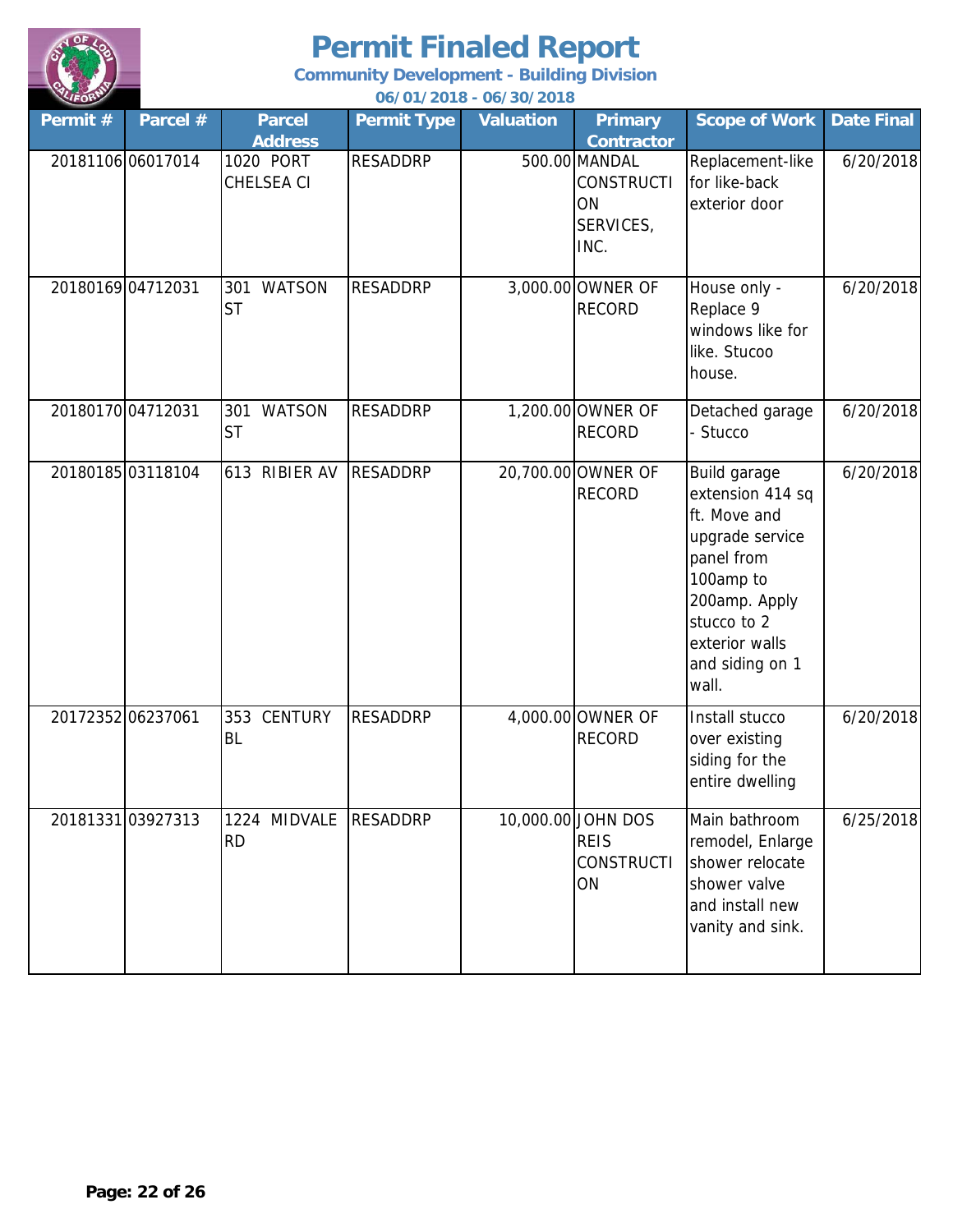# Permit Finaled Report

**Community Development - Building Division**

**06/01/2018 - 06/30/2018**

| Permit # | Parcel # | Parcel Address | Permit Type | Valuation | Primary Contractor | Scope of Work | Date Final |
|---|---|---|---|---|---|---|---|
| 20181106 | 06017014 | 1020 PORT CHELSEA CI | RESADDRP | 500.00 | MANDAL CONSTRUCTION SERVICES, INC. | Replacement-like for like-back exterior door | 6/20/2018 |
| 20180169 | 04712031 | 301 WATSON ST | RESADDRP | 3,000.00 | OWNER OF RECORD | House only - Replace 9 windows like for like. Stucoo house. | 6/20/2018 |
| 20180170 | 04712031 | 301 WATSON ST | RESADDRP | 1,200.00 | OWNER OF RECORD | Detached garage - Stucco | 6/20/2018 |
| 20180185 | 03118104 | 613 RIBIER AV | RESADDRP | 20,700.00 | OWNER OF RECORD | Build garage extension 414 sq ft. Move and upgrade service panel from 100amp to 200amp. Apply stucco to 2 exterior walls and siding on 1 wall. | 6/20/2018 |
| 20172352 | 06237061 | 353 CENTURY BL | RESADDRP | 4,000.00 | OWNER OF RECORD | Install stucco over existing siding for the entire dwelling | 6/20/2018 |
| 20181331 | 03927313 | 1224 MIDVALE RD | RESADDRP | 10,000.00 | JOHN DOS REIS CONSTRUCTION | Main bathroom remodel, Enlarge shower relocate shower valve and install new vanity and sink. | 6/25/2018 |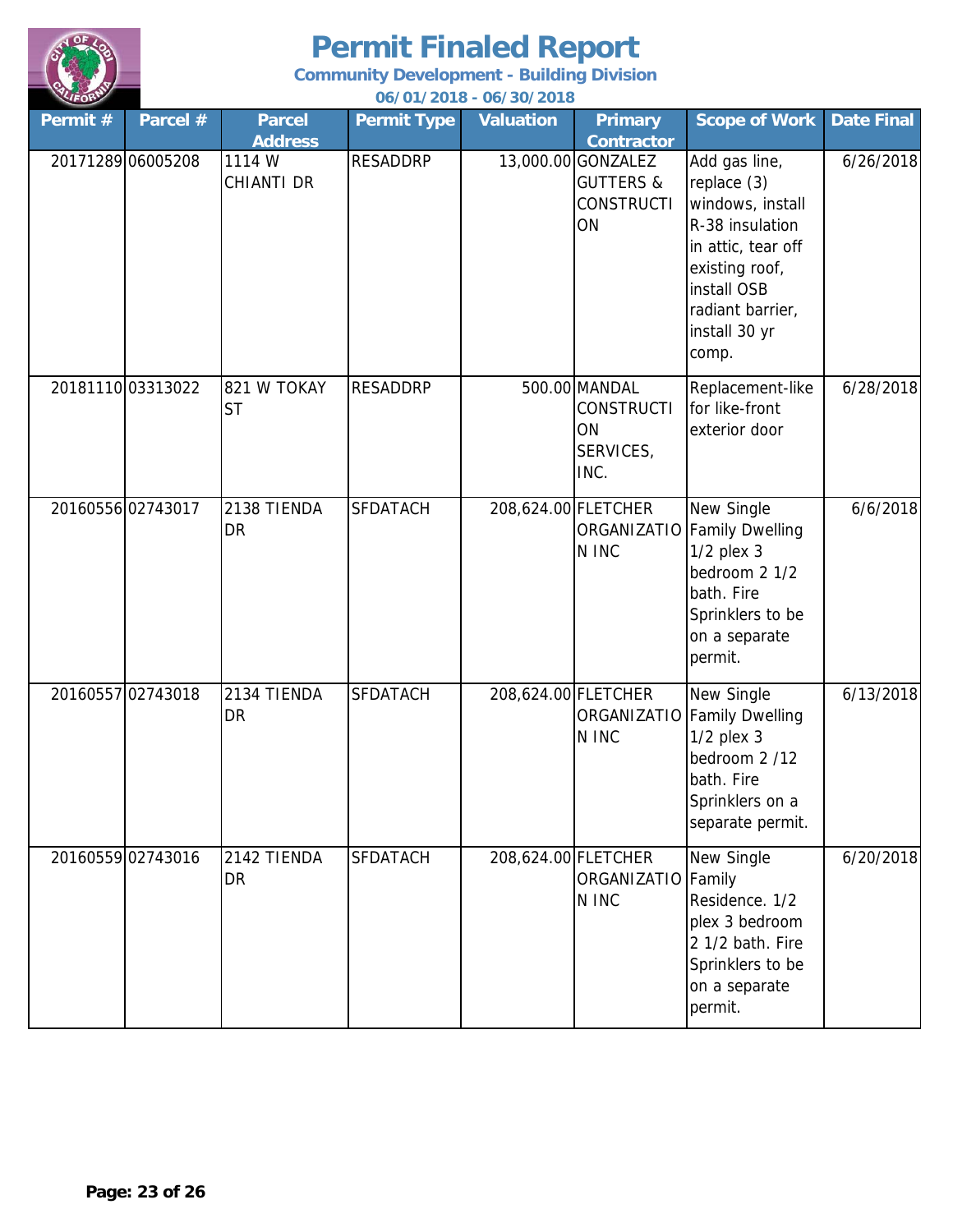# Permit Finaled Report

**Community Development - Building Division**

**06/01/2018 - 06/30/2018**

| Permit # | Parcel # | Parcel Address | Permit Type | Valuation | Primary Contractor | Scope of Work | Date Final |
|---|---|---|---|---|---|---|---|
| 20171289 | 06005208 | 1114 W CHIANTI DR | RESADDRP | 13,000.00 | GONZALEZ GUTTERS & CONSTRUCTION | Add gas line, replace (3) windows, install R-38 insulation in attic, tear off existing roof, install OSB radiant barrier, install 30 yr comp. | 6/26/2018 |
| 20181110 | 03313022 | 821 W TOKAY ST | RESADDRP | 500.00 | MANDAL CONSTRUCTION SERVICES, INC. | Replacement-like for like-front exterior door | 6/28/2018 |
| 20160556 | 02743017 | 2138 TIENDA DR | SFDATACH | 208,624.00 | FLETCHER ORGANIZATION INC | New Single Family Dwelling 1/2 plex 3 bedroom 2 1/2 bath. Fire Sprinklers to be on a separate permit. | 6/6/2018 |
| 20160557 | 02743018 | 2134 TIENDA DR | SFDATACH | 208,624.00 | FLETCHER ORGANIZATION INC | New Single Family Dwelling 1/2 plex 3 bedroom 2 /12 bath. Fire Sprinklers on a separate permit. | 6/13/2018 |
| 20160559 | 02743016 | 2142 TIENDA DR | SFDATACH | 208,624.00 | FLETCHER ORGANIZATION INC | New Single Family Residence. 1/2 plex 3 bedroom 2 1/2 bath. Fire Sprinklers to be on a separate permit. | 6/20/2018 |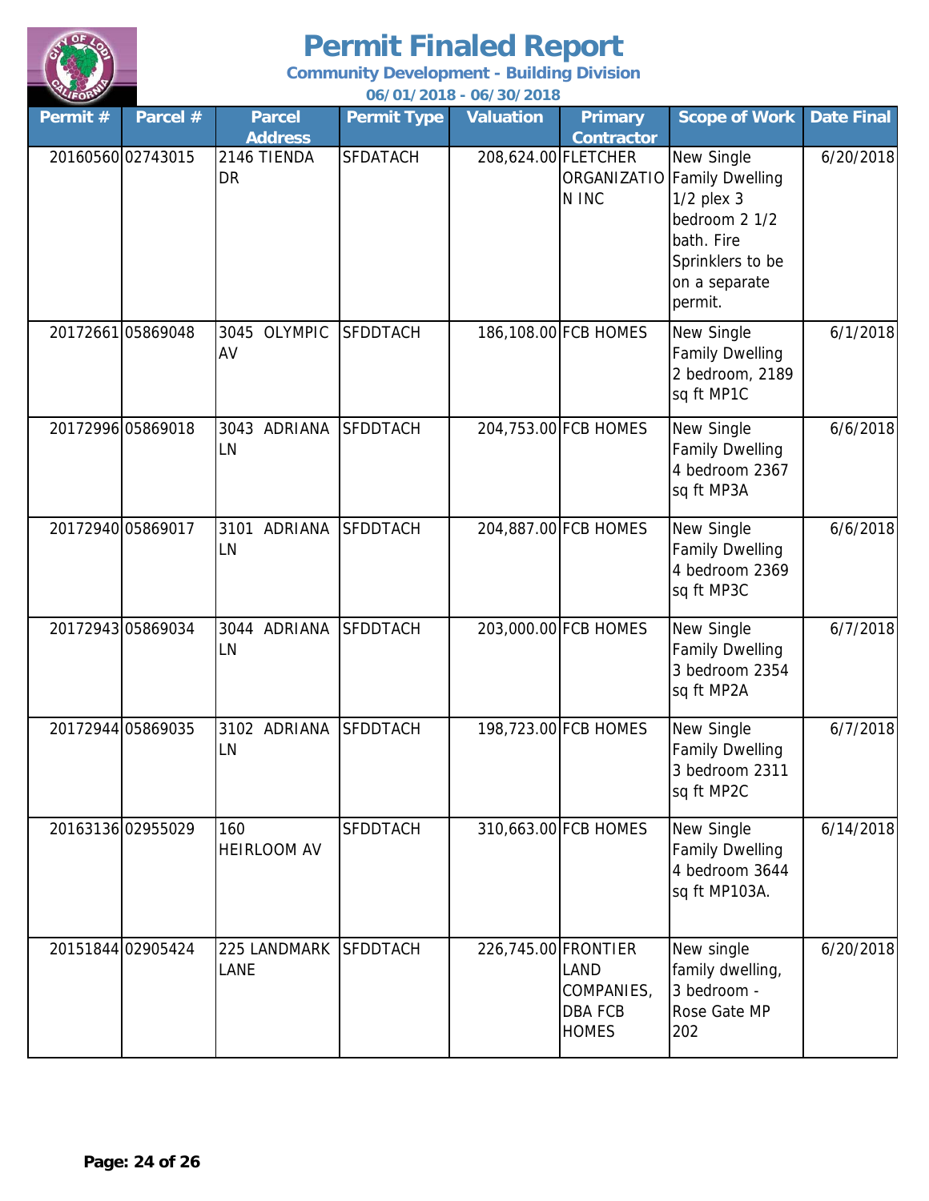# Permit Finaled Report

**Community Development - Building Division**

**06/01/2018 - 06/30/2018**

| Permit # | Parcel # | Parcel Address | Permit Type | Valuation | Primary Contractor | Scope of Work | Date Final |
|---|---|---|---|---|---|---|---|
| 20160560 | 02743015 | 2146 TIENDA DR | SFDATACH | 208,624.00 | FLETCHER ORGANIZATION INC | New Single Family Dwelling 1/2 plex 3 bedroom 2 1/2 bath. Fire Sprinklers to be on a separate permit. | 6/20/2018 |
| 20172661 | 05869048 | 3045 OLYMPIC AV | SFDDTACH | 186,108.00 | FCB HOMES | New Single Family Dwelling 2 bedroom, 2189 sq ft MP1C | 6/1/2018 |
| 20172996 | 05869018 | 3043 ADRIANA LN | SFDDTACH | 204,753.00 | FCB HOMES | New Single Family Dwelling 4 bedroom 2367 sq ft MP3A | 6/6/2018 |
| 20172940 | 05869017 | 3101 ADRIANA LN | SFDDTACH | 204,887.00 | FCB HOMES | New Single Family Dwelling 4 bedroom 2369 sq ft MP3C | 6/6/2018 |
| 20172943 | 05869034 | 3044 ADRIANA LN | SFDDTACH | 203,000.00 | FCB HOMES | New Single Family Dwelling 3 bedroom 2354 sq ft MP2A | 6/7/2018 |
| 20172944 | 05869035 | 3102 ADRIANA LN | SFDDTACH | 198,723.00 | FCB HOMES | New Single Family Dwelling 3 bedroom 2311 sq ft MP2C | 6/7/2018 |
| 20163136 | 02955029 | 160 HEIRLOOM AV | SFDDTACH | 310,663.00 | FCB HOMES | New Single Family Dwelling 4 bedroom 3644 sq ft MP103A. | 6/14/2018 |
| 20151844 | 02905424 | 225 LANDMARK LANE | SFDDTACH | 226,745.00 | FRONTIER LAND COMPANIES, DBA FCB HOMES | New single family dwelling, 3 bedroom - Rose Gate MP 202 | 6/20/2018 |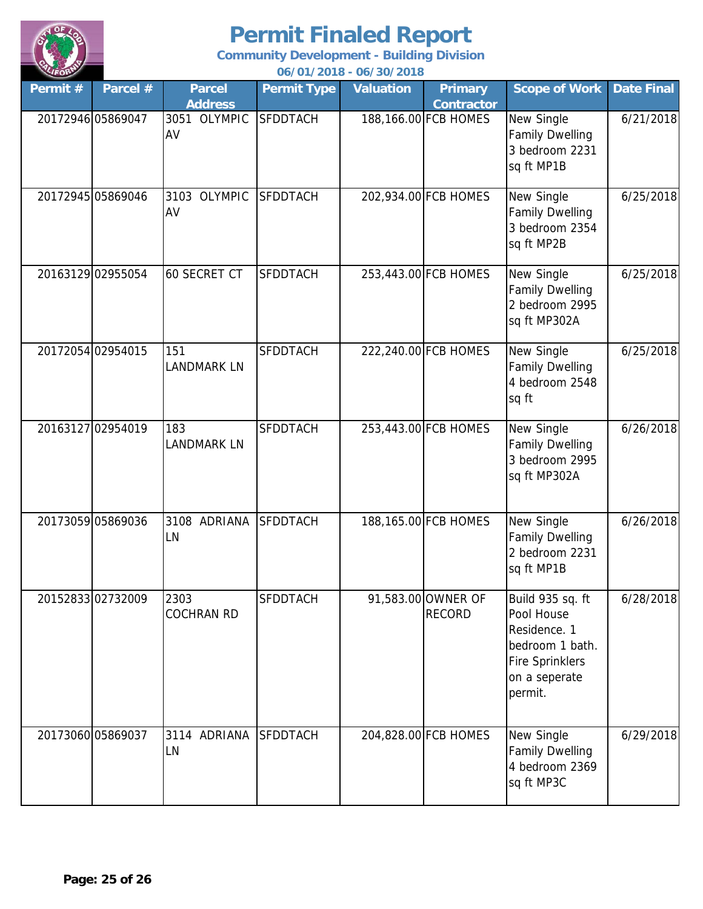# Permit Finaled Report

**Community Development - Building Division**

**06/01/2018 - 06/30/2018**

| Permit # | Parcel # | Parcel Address | Permit Type | Valuation | Primary Contractor | Scope of Work | Date Final |
|---|---|---|---|---|---|---|---|
| 20172946 | 05869047 | 3051 OLYMPIC AV | SFDDTACH | 188,166.00 | FCB HOMES | New Single Family Dwelling 3 bedroom 2231 sq ft MP1B | 6/21/2018 |
| 20172945 | 05869046 | 3103 OLYMPIC AV | SFDDTACH | 202,934.00 | FCB HOMES | New Single Family Dwelling 3 bedroom 2354 sq ft MP2B | 6/25/2018 |
| 20163129 | 02955054 | 60 SECRET CT | SFDDTACH | 253,443.00 | FCB HOMES | New Single Family Dwelling 2 bedroom 2995 sq ft MP302A | 6/25/2018 |
| 20172054 | 02954015 | 151 LANDMARK LN | SFDDTACH | 222,240.00 | FCB HOMES | New Single Family Dwelling 4 bedroom 2548 sq ft | 6/25/2018 |
| 20163127 | 02954019 | 183 LANDMARK LN | SFDDTACH | 253,443.00 | FCB HOMES | New Single Family Dwelling 3 bedroom 2995 sq ft MP302A | 6/26/2018 |
| 20173059 | 05869036 | 3108 ADRIANA LN | SFDDTACH | 188,165.00 | FCB HOMES | New Single Family Dwelling 2 bedroom 2231 sq ft MP1B | 6/26/2018 |
| 20152833 | 02732009 | 2303 COCHRAN RD | SFDDTACH | 91,583.00 | OWNER OF RECORD | Build 935 sq. ft Pool House Residence. 1 bedroom 1 bath. Fire Sprinklers on a seperate permit. | 6/28/2018 |
| 20173060 | 05869037 | 3114 ADRIANA LN | SFDDTACH | 204,828.00 | FCB HOMES | New Single Family Dwelling 4 bedroom 2369 sq ft MP3C | 6/29/2018 |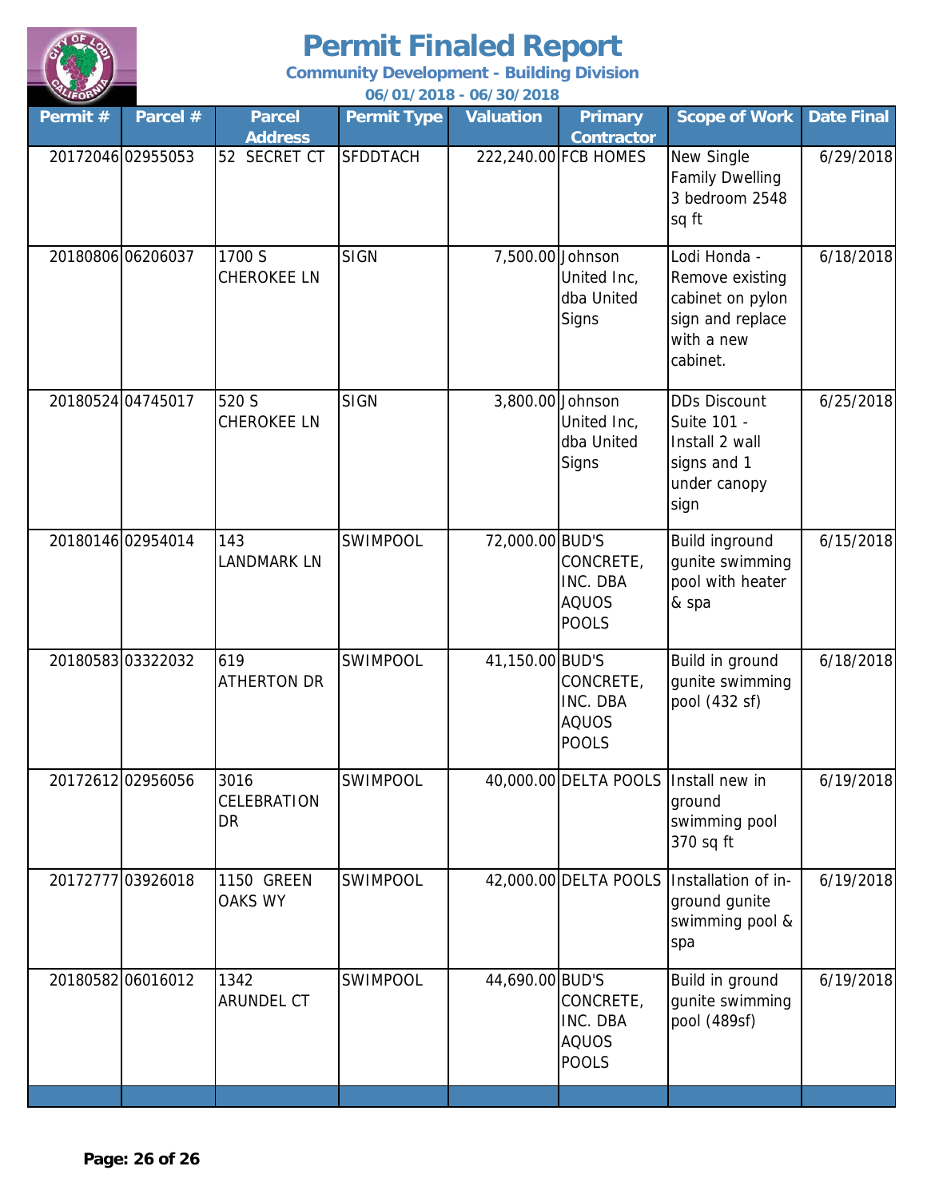# Permit Finaled Report

**Community Development - Building Division**

**06/01/2018 - 06/30/2018**

| Permit # | Parcel # | Parcel Address | Permit Type | Valuation | Primary Contractor | Scope of Work | Date Final |
|---|---|---|---|---|---|---|---|
| 20172046 | 02955053 | 52 SECRET CT | SFDDTACH | 222,240.00 | FCB HOMES | New Single Family Dwelling 3 bedroom 2548 sq ft | 6/29/2018 |
| 20180806 | 06206037 | 1700 S CHEROKEE LN | SIGN | 7,500.00 | Johnson United Inc, dba United Signs | Lodi Honda - Remove existing cabinet on pylon sign and replace with a new cabinet. | 6/18/2018 |
| 20180524 | 04745017 | 520 S CHEROKEE LN | SIGN | 3,800.00 | Johnson United Inc, dba United Signs | DDs Discount Suite 101 - Install 2 wall signs and 1 under canopy sign | 6/25/2018 |
| 20180146 | 02954014 | 143 LANDMARK LN | SWIMPOOL | 72,000.00 | BUD'S CONCRETE, INC. DBA AQUOS POOLS | Build inground gunite swimming pool with heater & spa | 6/15/2018 |
| 20180583 | 03322032 | 619 ATHERTON DR | SWIMPOOL | 41,150.00 | BUD'S CONCRETE, INC. DBA AQUOS POOLS | Build in ground gunite swimming pool (432 sf) | 6/18/2018 |
| 20172612 | 02956056 | 3016 CELEBRATION DR | SWIMPOOL | 40,000.00 | DELTA POOLS | Install new in ground swimming pool 370 sq ft | 6/19/2018 |
| 20172777 | 03926018 | 1150 GREEN OAKS WY | SWIMPOOL | 42,000.00 | DELTA POOLS | Installation of in-ground gunite swimming pool & spa | 6/19/2018 |
| 20180582 | 06016012 | 1342 ARUNDEL CT | SWIMPOOL | 44,690.00 | BUD'S CONCRETE, INC. DBA AQUOS POOLS | Build in ground gunite swimming pool (489sf) | 6/19/2018 |